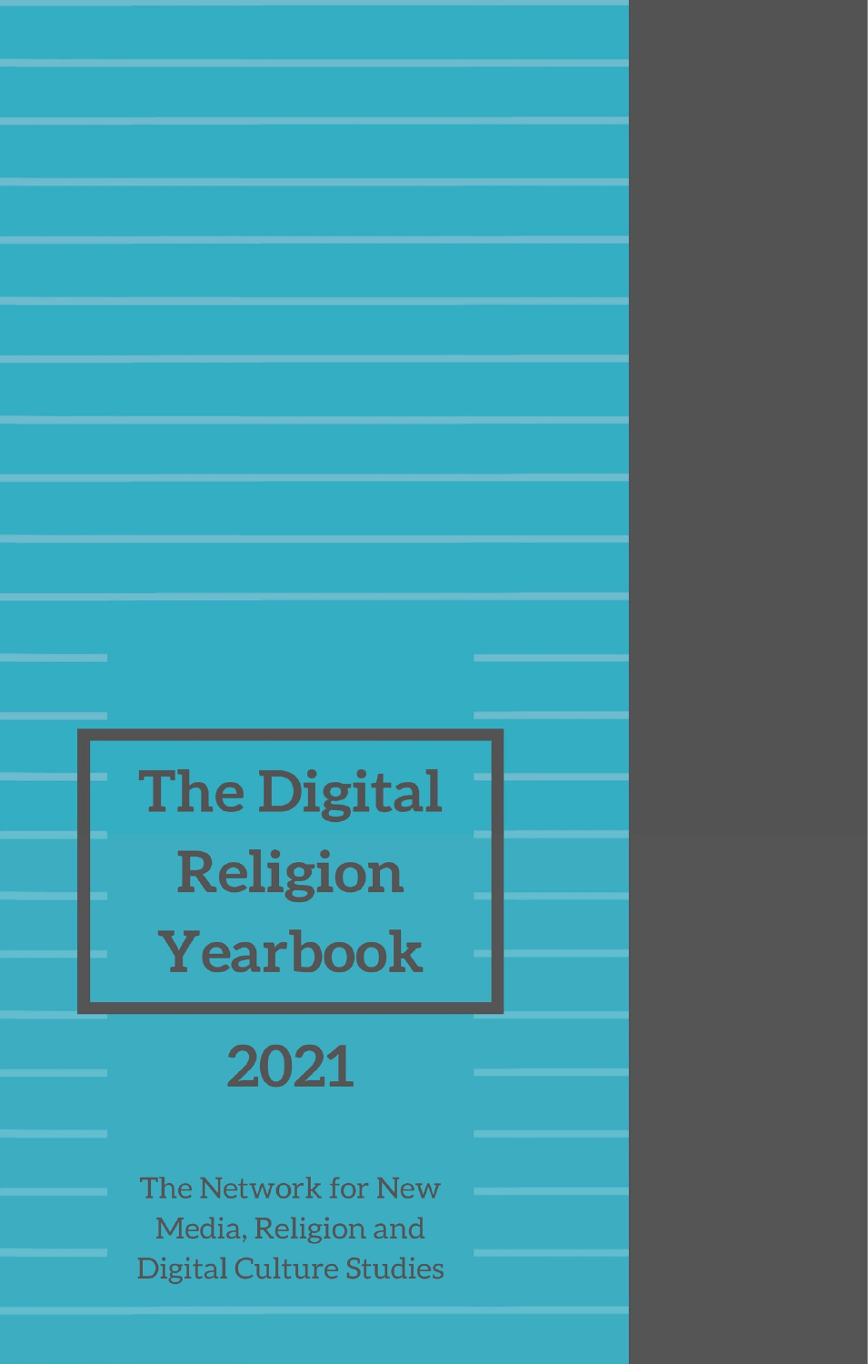# The Digital Religion Yearbook

## 2021

The Network for New Media, Religion and Digital Culture Studies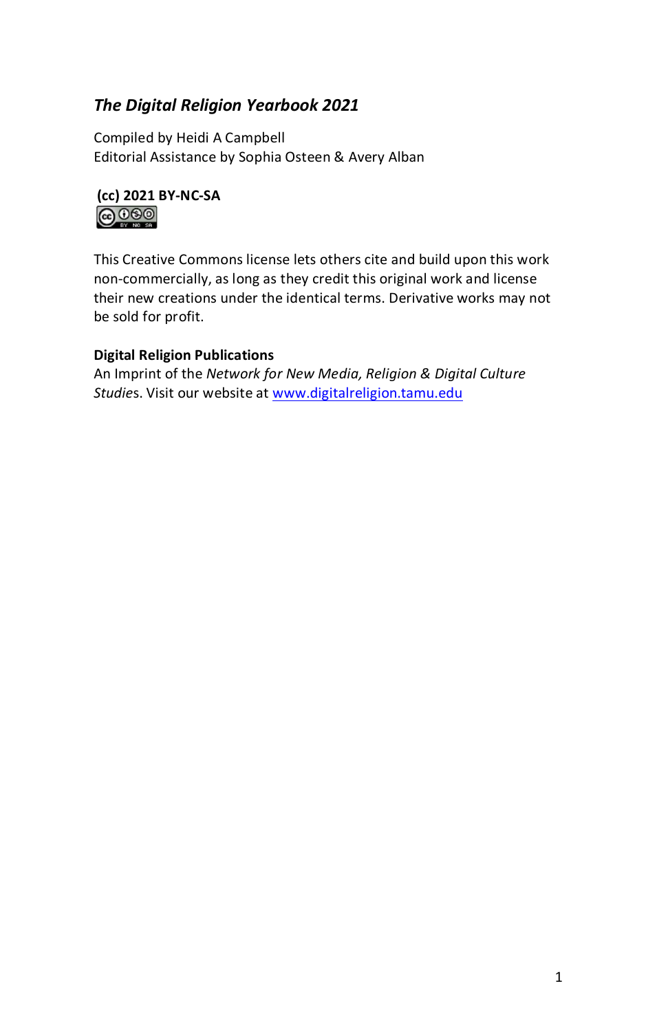***The Digital Religion Yearbook 2021***

Compiled by Heidi A Campbell
Editorial Assistance by Sophia Osteen & Avery Alban

**(cc) 2021 BY-NC-SA**

This Creative Commons license lets others cite and build upon this work non-commercially, as long as they credit this original work and license their new creations under the identical terms. Derivative works may not be sold for profit.

**Digital Religion Publications**
An Imprint of the *Network for New Media, Religion & Digital Culture Studies*. Visit our website at www.digitalreligion.tamu.edu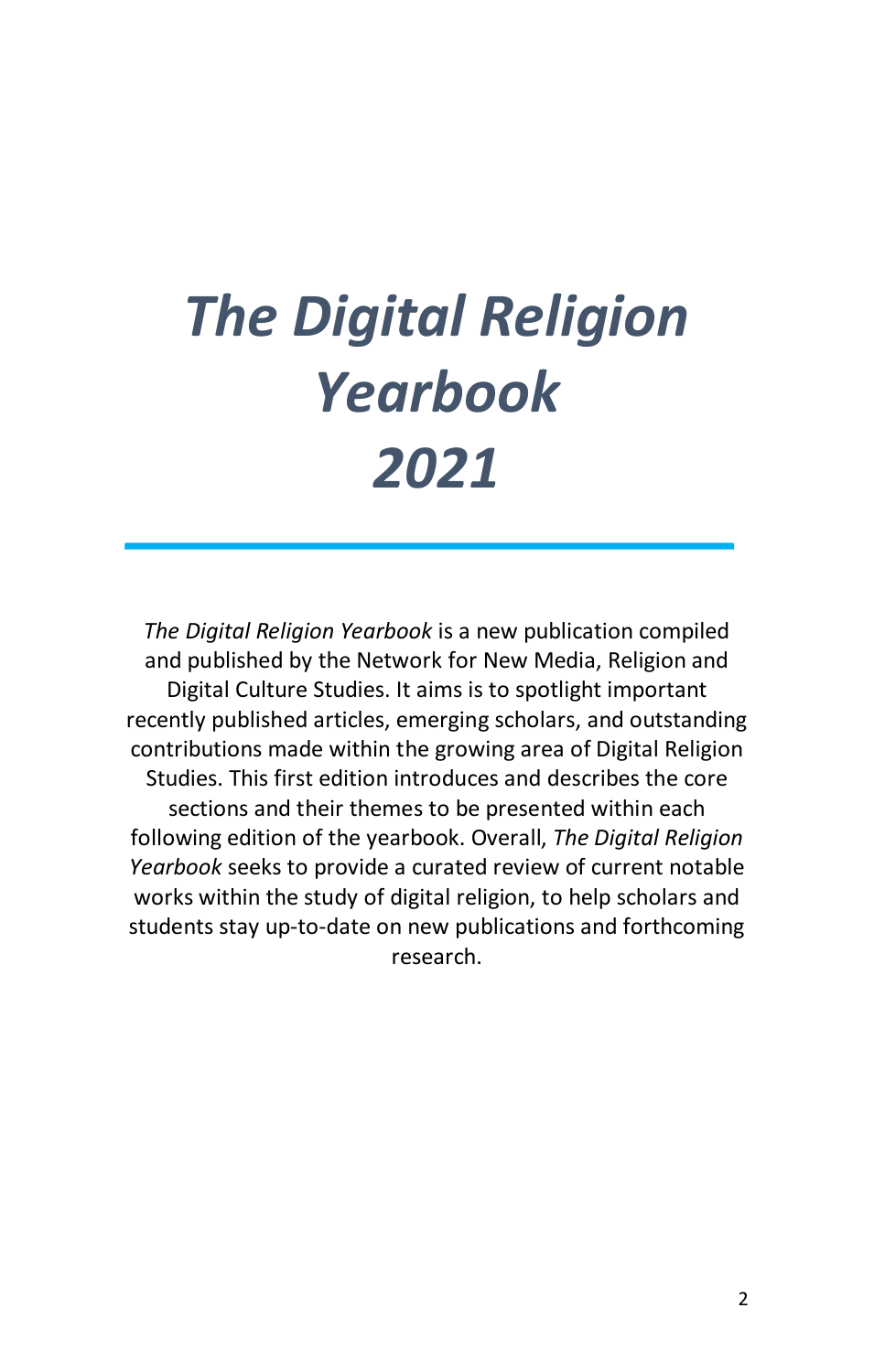# *The Digital Religion Yearbook 2021*

*The Digital Religion Yearbook* is a new publication compiled and published by the Network for New Media, Religion and Digital Culture Studies. It aims is to spotlight important recently published articles, emerging scholars, and outstanding contributions made within the growing area of Digital Religion Studies. This first edition introduces and describes the core sections and their themes to be presented within each following edition of the yearbook. Overall, *The Digital Religion Yearbook* seeks to provide a curated review of current notable works within the study of digital religion, to help scholars and students stay up-to-date on new publications and forthcoming research.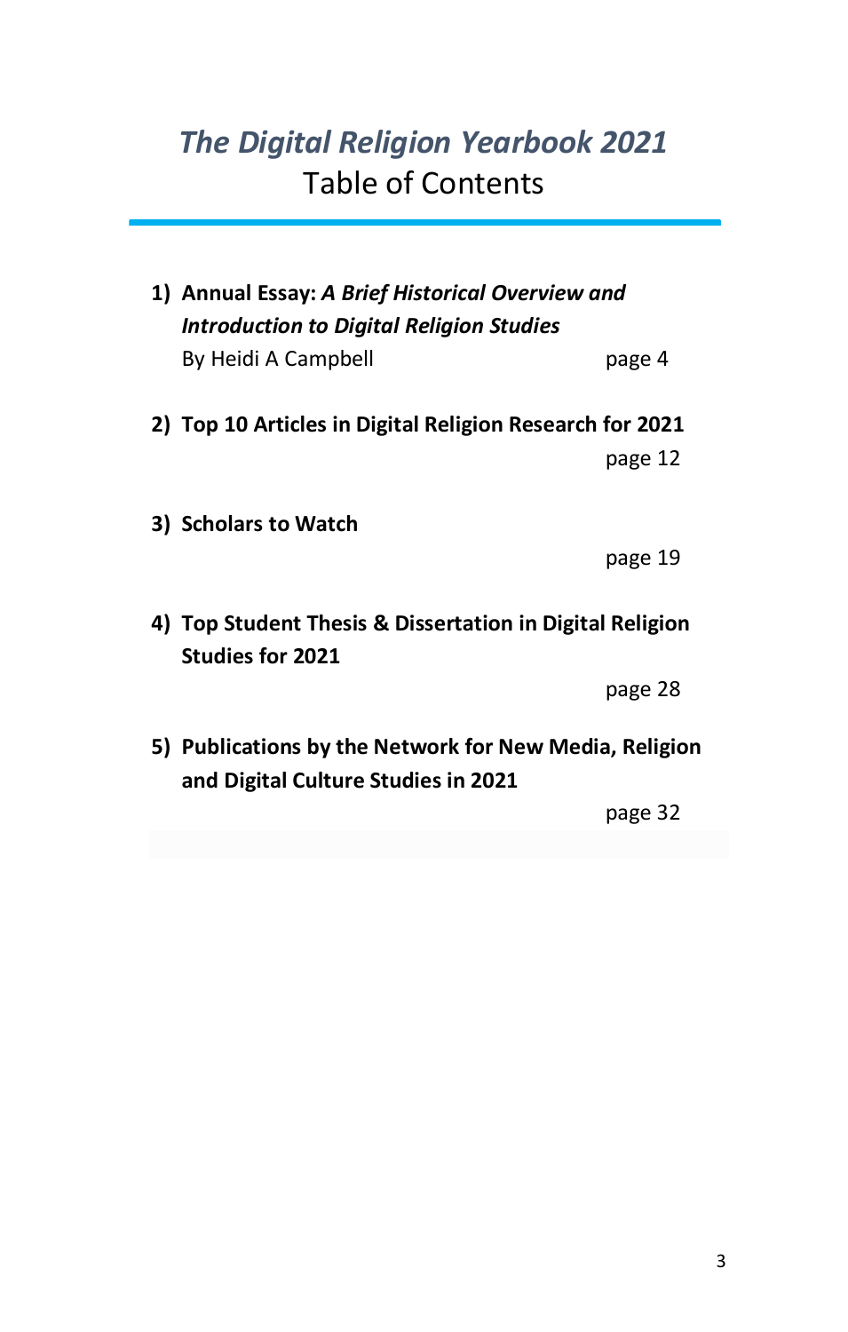# *The Digital Religion Yearbook 2021*
## Table of Contents

1) **Annual Essay:** ***A Brief Historical Overview and Introduction to Digital Religion Studies***
   By Heidi A Campbell — page 4

2) **Top 10 Articles in Digital Religion Research for 2021**
   page 12

3) **Scholars to Watch**
   page 19

4) **Top Student Thesis & Dissertation in Digital Religion Studies for 2021**
   page 28

5) **Publications by the Network for New Media, Religion and Digital Culture Studies in 2021**
   page 32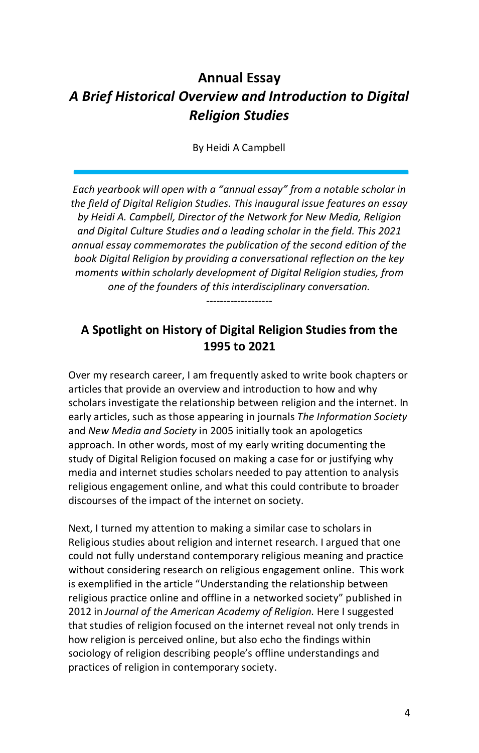# Annual Essay

## *A Brief Historical Overview and Introduction to Digital Religion Studies*

By Heidi A Campbell

---

*Each yearbook will open with a "annual essay" from a notable scholar in the field of Digital Religion Studies. This inaugural issue features an essay by Heidi A. Campbell, Director of the Network for New Media, Religion and Digital Culture Studies and a leading scholar in the field. This 2021 annual essay commemorates the publication of the second edition of the book Digital Religion by providing a conversational reflection on the key moments within scholarly development of Digital Religion studies, from one of the founders of this interdisciplinary conversation.*

--------------------

## A Spotlight on History of Digital Religion Studies from the 1995 to 2021

Over my research career, I am frequently asked to write book chapters or articles that provide an overview and introduction to how and why scholars investigate the relationship between religion and the internet. In early articles, such as those appearing in journals *The Information Society* and *New Media and Society* in 2005 initially took an apologetics approach. In other words, most of my early writing documenting the study of Digital Religion focused on making a case for or justifying why media and internet studies scholars needed to pay attention to analysis religious engagement online, and what this could contribute to broader discourses of the impact of the internet on society.

Next, I turned my attention to making a similar case to scholars in Religious studies about religion and internet research. I argued that one could not fully understand contemporary religious meaning and practice without considering research on religious engagement online. This work is exemplified in the article "Understanding the relationship between religious practice online and offline in a networked society" published in 2012 in *Journal of the American Academy of Religion.* Here I suggested that studies of religion focused on the internet reveal not only trends in how religion is perceived online, but also echo the findings within sociology of religion describing people's offline understandings and practices of religion in contemporary society.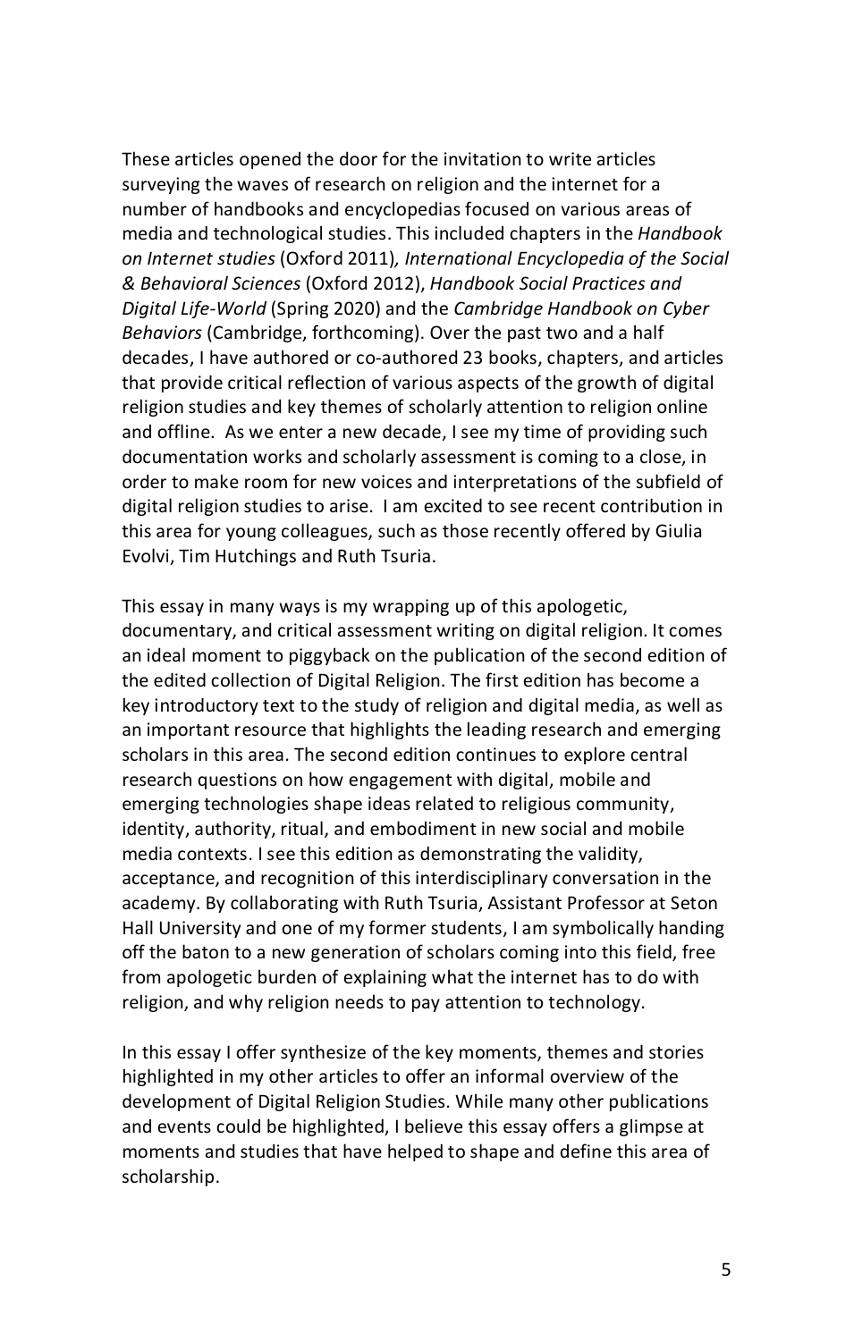These articles opened the door for the invitation to write articles surveying the waves of research on religion and the internet for a number of handbooks and encyclopedias focused on various areas of media and technological studies. This included chapters in the *Handbook on Internet studies* (Oxford 2011)*, International Encyclopedia of the Social & Behavioral Sciences* (Oxford 2012), *Handbook Social Practices and Digital Life-World* (Spring 2020) and the *Cambridge Handbook on Cyber Behaviors* (Cambridge, forthcoming). Over the past two and a half decades, I have authored or co-authored 23 books, chapters, and articles that provide critical reflection of various aspects of the growth of digital religion studies and key themes of scholarly attention to religion online and offline. As we enter a new decade, I see my time of providing such documentation works and scholarly assessment is coming to a close, in order to make room for new voices and interpretations of the subfield of digital religion studies to arise. I am excited to see recent contribution in this area for young colleagues, such as those recently offered by Giulia Evolvi, Tim Hutchings and Ruth Tsuria.

This essay in many ways is my wrapping up of this apologetic, documentary, and critical assessment writing on digital religion. It comes an ideal moment to piggyback on the publication of the second edition of the edited collection of Digital Religion. The first edition has become a key introductory text to the study of religion and digital media, as well as an important resource that highlights the leading research and emerging scholars in this area. The second edition continues to explore central research questions on how engagement with digital, mobile and emerging technologies shape ideas related to religious community, identity, authority, ritual, and embodiment in new social and mobile media contexts. I see this edition as demonstrating the validity, acceptance, and recognition of this interdisciplinary conversation in the academy. By collaborating with Ruth Tsuria, Assistant Professor at Seton Hall University and one of my former students, I am symbolically handing off the baton to a new generation of scholars coming into this field, free from apologetic burden of explaining what the internet has to do with religion, and why religion needs to pay attention to technology.

In this essay I offer synthesize of the key moments, themes and stories highlighted in my other articles to offer an informal overview of the development of Digital Religion Studies. While many other publications and events could be highlighted, I believe this essay offers a glimpse at moments and studies that have helped to shape and define this area of scholarship.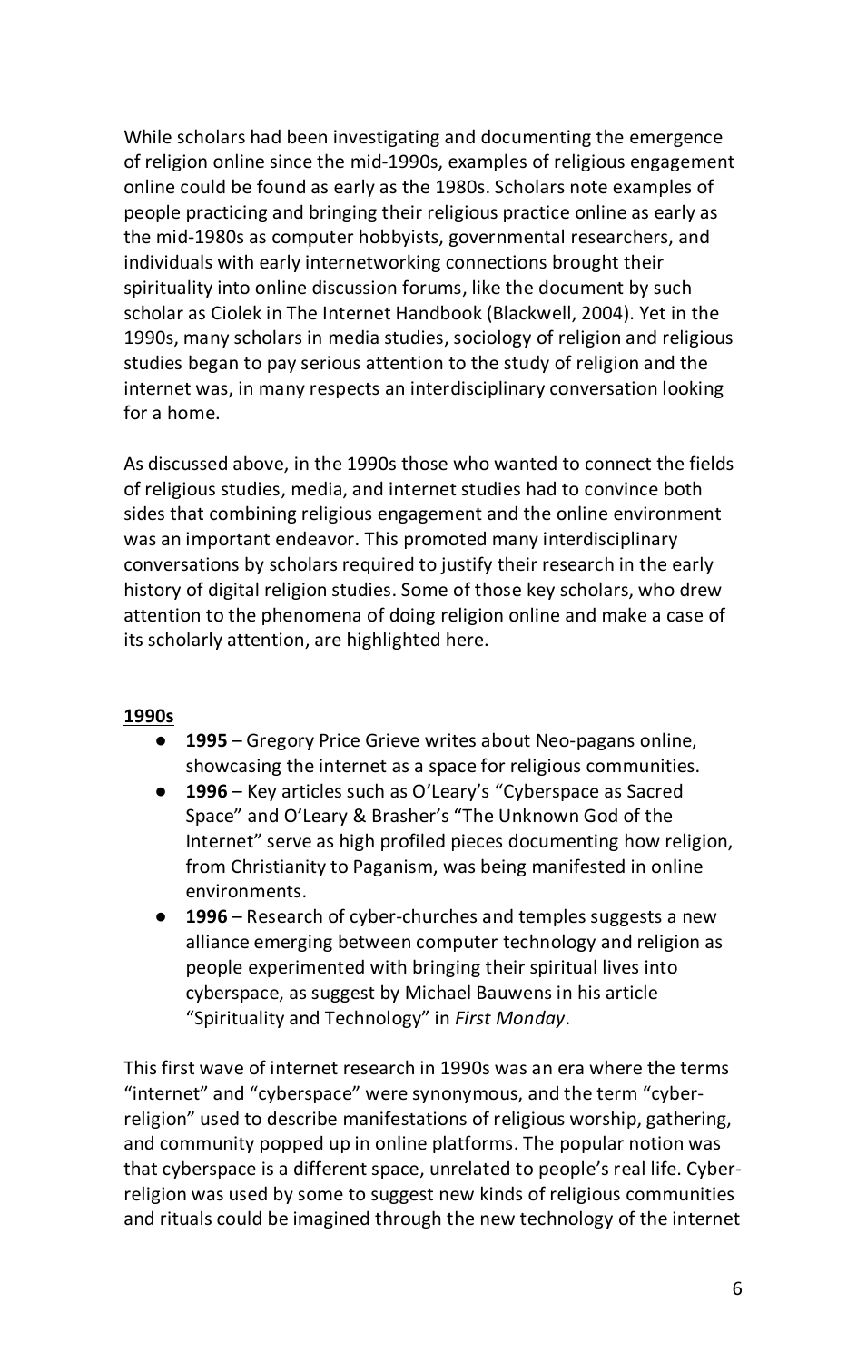While scholars had been investigating and documenting the emergence of religion online since the mid-1990s, examples of religious engagement online could be found as early as the 1980s. Scholars note examples of people practicing and bringing their religious practice online as early as the mid-1980s as computer hobbyists, governmental researchers, and individuals with early internetworking connections brought their spirituality into online discussion forums, like the document by such scholar as Ciolek in The Internet Handbook (Blackwell, 2004). Yet in the 1990s, many scholars in media studies, sociology of religion and religious studies began to pay serious attention to the study of religion and the internet was, in many respects an interdisciplinary conversation looking for a home.

As discussed above, in the 1990s those who wanted to connect the fields of religious studies, media, and internet studies had to convince both sides that combining religious engagement and the online environment was an important endeavor. This promoted many interdisciplinary conversations by scholars required to justify their research in the early history of digital religion studies. Some of those key scholars, who drew attention to the phenomena of doing religion online and make a case of its scholarly attention, are highlighted here.

**1990s**

- **1995** – Gregory Price Grieve writes about Neo-pagans online, showcasing the internet as a space for religious communities.
- **1996** – Key articles such as O'Leary's "Cyberspace as Sacred Space" and O'Leary & Brasher's "The Unknown God of the Internet" serve as high profiled pieces documenting how religion, from Christianity to Paganism, was being manifested in online environments.
- **1996** – Research of cyber-churches and temples suggests a new alliance emerging between computer technology and religion as people experimented with bringing their spiritual lives into cyberspace, as suggest by Michael Bauwens in his article "Spirituality and Technology" in *First Monday*.

This first wave of internet research in 1990s was an era where the terms "internet" and "cyberspace" were synonymous, and the term "cyber-religion" used to describe manifestations of religious worship, gathering, and community popped up in online platforms. The popular notion was that cyberspace is a different space, unrelated to people's real life. Cyber-religion was used by some to suggest new kinds of religious communities and rituals could be imagined through the new technology of the internet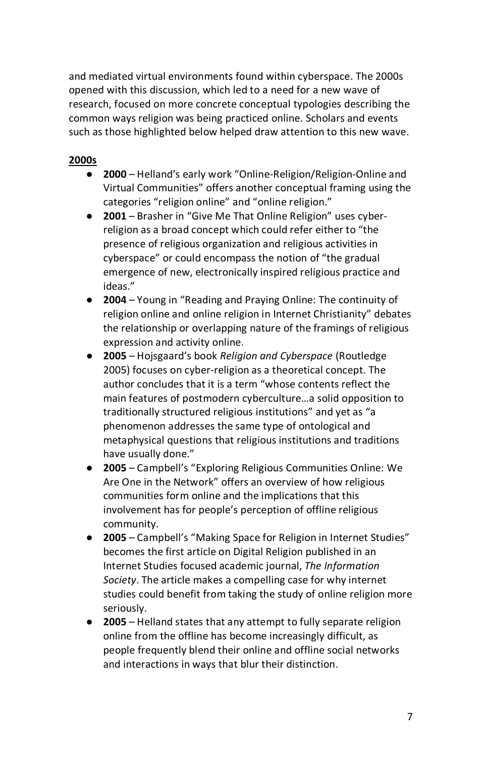and mediated virtual environments found within cyberspace. The 2000s opened with this discussion, which led to a need for a new wave of research, focused on more concrete conceptual typologies describing the common ways religion was being practiced online. Scholars and events such as those highlighted below helped draw attention to this new wave.

**2000s**

- **2000** – Helland's early work "Online-Religion/Religion-Online and Virtual Communities" offers another conceptual framing using the categories "religion online" and "online religion."
- **2001** – Brasher in "Give Me That Online Religion" uses cyber-religion as a broad concept which could refer either to "the presence of religious organization and religious activities in cyberspace" or could encompass the notion of "the gradual emergence of new, electronically inspired religious practice and ideas."
- **2004** – Young in "Reading and Praying Online: The continuity of religion online and online religion in Internet Christianity" debates the relationship or overlapping nature of the framings of religious expression and activity online.
- **2005** – Hojsgaard's book *Religion and Cyberspace* (Routledge 2005) focuses on cyber-religion as a theoretical concept. The author concludes that it is a term "whose contents reflect the main features of postmodern cyberculture…a solid opposition to traditionally structured religious institutions" and yet as "a phenomenon addresses the same type of ontological and metaphysical questions that religious institutions and traditions have usually done."
- **2005** – Campbell's "Exploring Religious Communities Online: We Are One in the Network" offers an overview of how religious communities form online and the implications that this involvement has for people's perception of offline religious community.
- **2005** – Campbell's "Making Space for Religion in Internet Studies" becomes the first article on Digital Religion published in an Internet Studies focused academic journal, *The Information Society*. The article makes a compelling case for why internet studies could benefit from taking the study of online religion more seriously.
- **2005** – Helland states that any attempt to fully separate religion online from the offline has become increasingly difficult, as people frequently blend their online and offline social networks and interactions in ways that blur their distinction.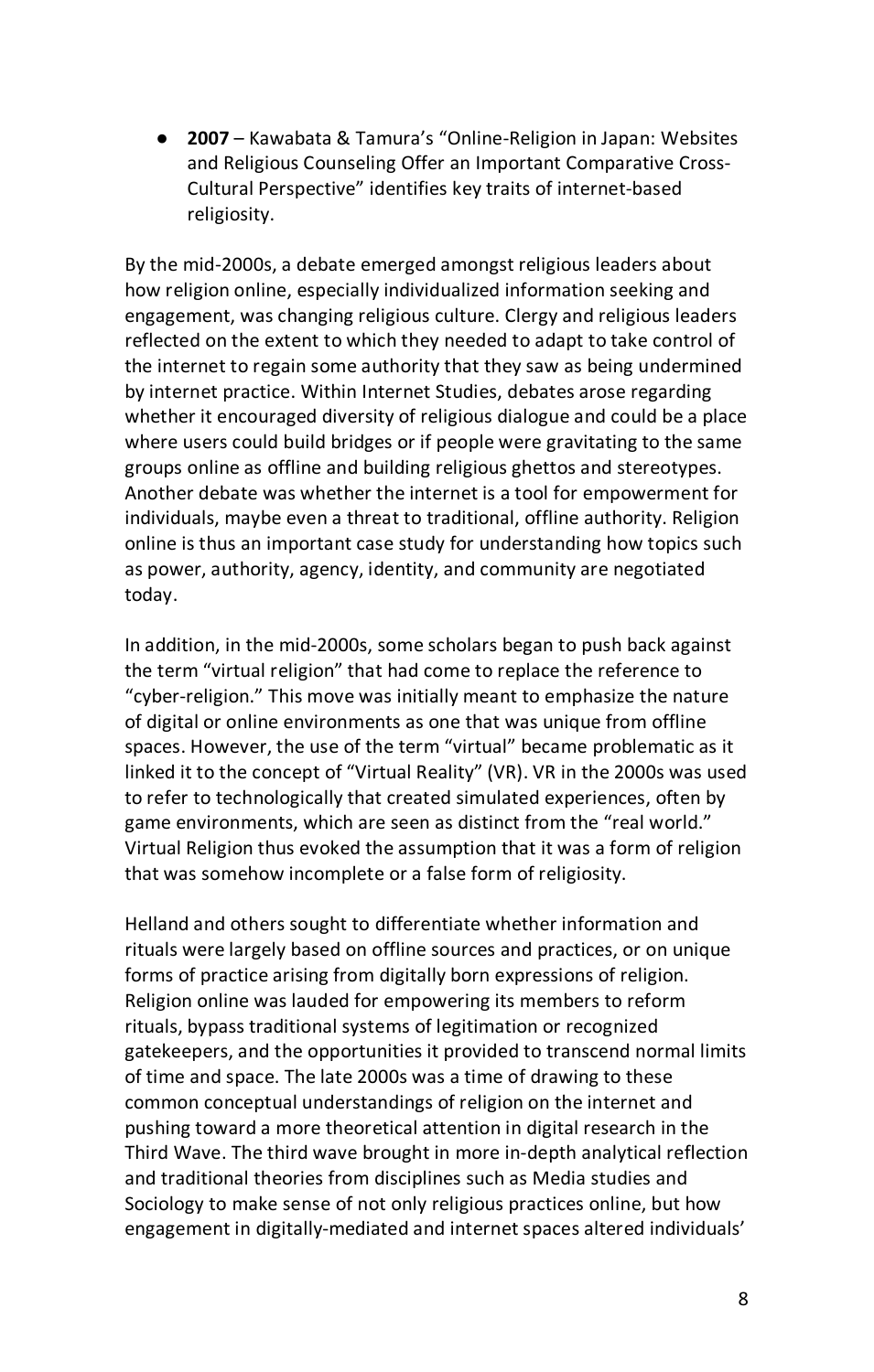- **2007** – Kawabata & Tamura's "Online-Religion in Japan: Websites and Religious Counseling Offer an Important Comparative Cross-Cultural Perspective" identifies key traits of internet-based religiosity.

By the mid-2000s, a debate emerged amongst religious leaders about how religion online, especially individualized information seeking and engagement, was changing religious culture. Clergy and religious leaders reflected on the extent to which they needed to adapt to take control of the internet to regain some authority that they saw as being undermined by internet practice. Within Internet Studies, debates arose regarding whether it encouraged diversity of religious dialogue and could be a place where users could build bridges or if people were gravitating to the same groups online as offline and building religious ghettos and stereotypes. Another debate was whether the internet is a tool for empowerment for individuals, maybe even a threat to traditional, offline authority. Religion online is thus an important case study for understanding how topics such as power, authority, agency, identity, and community are negotiated today.

In addition, in the mid-2000s, some scholars began to push back against the term "virtual religion" that had come to replace the reference to "cyber-religion." This move was initially meant to emphasize the nature of digital or online environments as one that was unique from offline spaces. However, the use of the term "virtual" became problematic as it linked it to the concept of "Virtual Reality" (VR). VR in the 2000s was used to refer to technologically that created simulated experiences, often by game environments, which are seen as distinct from the "real world." Virtual Religion thus evoked the assumption that it was a form of religion that was somehow incomplete or a false form of religiosity.

Helland and others sought to differentiate whether information and rituals were largely based on offline sources and practices, or on unique forms of practice arising from digitally born expressions of religion. Religion online was lauded for empowering its members to reform rituals, bypass traditional systems of legitimation or recognized gatekeepers, and the opportunities it provided to transcend normal limits of time and space. The late 2000s was a time of drawing to these common conceptual understandings of religion on the internet and pushing toward a more theoretical attention in digital research in the Third Wave. The third wave brought in more in-depth analytical reflection and traditional theories from disciplines such as Media studies and Sociology to make sense of not only religious practices online, but how engagement in digitally-mediated and internet spaces altered individuals'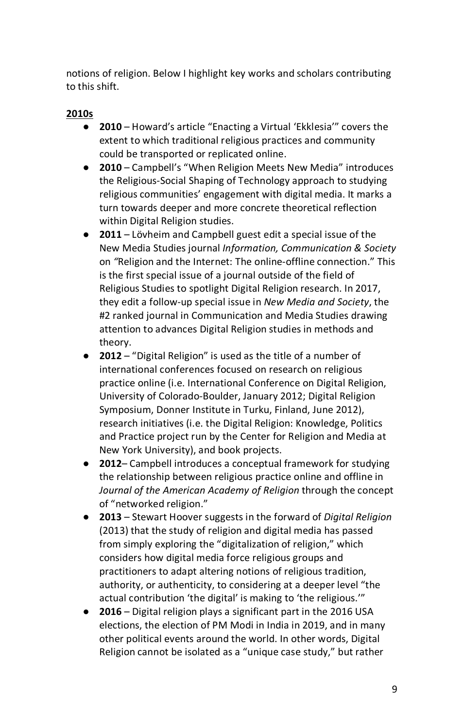notions of religion. Below I highlight key works and scholars contributing to this shift.

**2010s**

- **2010** – Howard's article "Enacting a Virtual 'Ekklesia'" covers the extent to which traditional religious practices and community could be transported or replicated online.
- **2010** – Campbell's "When Religion Meets New Media" introduces the Religious-Social Shaping of Technology approach to studying religious communities' engagement with digital media. It marks a turn towards deeper and more concrete theoretical reflection within Digital Religion studies.
- **2011** – Lövheim and Campbell guest edit a special issue of the New Media Studies journal *Information, Communication & Society* on *"*Religion and the Internet: The online-offline connection." This is the first special issue of a journal outside of the field of Religious Studies to spotlight Digital Religion research. In 2017, they edit a follow-up special issue in *New Media and Society*, the #2 ranked journal in Communication and Media Studies drawing attention to advances Digital Religion studies in methods and theory.
- **2012** – "Digital Religion" is used as the title of a number of international conferences focused on research on religious practice online (i.e. International Conference on Digital Religion, University of Colorado-Boulder, January 2012; Digital Religion Symposium, Donner Institute in Turku, Finland, June 2012), research initiatives (i.e. the Digital Religion: Knowledge, Politics and Practice project run by the Center for Religion and Media at New York University), and book projects.
- **2012**– Campbell introduces a conceptual framework for studying the relationship between religious practice online and offline in *Journal of the American Academy of Religion* through the concept of "networked religion."
- **2013** – Stewart Hoover suggests in the forward of *Digital Religion* (2013) that the study of religion and digital media has passed from simply exploring the "digitalization of religion," which considers how digital media force religious groups and practitioners to adapt altering notions of religious tradition, authority, or authenticity, to considering at a deeper level "the actual contribution 'the digital' is making to 'the religious.'"
- **2016** – Digital religion plays a significant part in the 2016 USA elections, the election of PM Modi in India in 2019, and in many other political events around the world. In other words, Digital Religion cannot be isolated as a "unique case study," but rather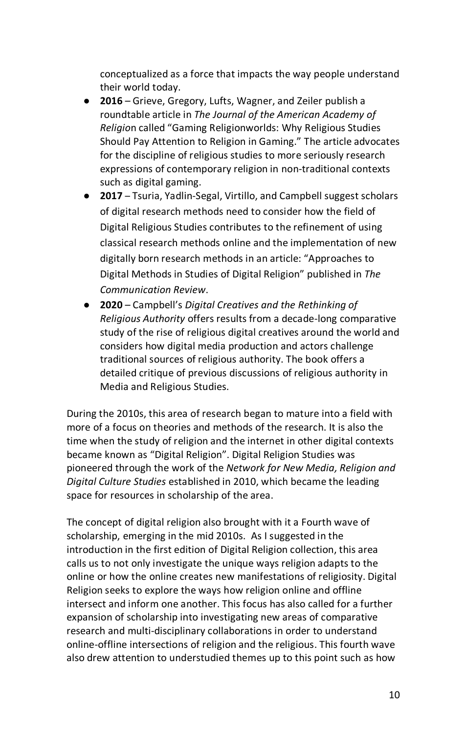conceptualized as a force that impacts the way people understand their world today.

- **2016** – Grieve, Gregory, Lufts, Wagner, and Zeiler publish a roundtable article in *The Journal of the American Academy of Religio*n called "Gaming Religionworlds: Why Religious Studies Should Pay Attention to Religion in Gaming." The article advocates for the discipline of religious studies to more seriously research expressions of contemporary religion in non-traditional contexts such as digital gaming.
- **2017** – Tsuria, Yadlin-Segal, Virtillo, and Campbell suggest scholars of digital research methods need to consider how the field of Digital Religious Studies contributes to the refinement of using classical research methods online and the implementation of new digitally born research methods in an article: "Approaches to Digital Methods in Studies of Digital Religion" published in *The Communication Review*.
- **2020** – Campbell's *Digital Creatives and the Rethinking of Religious Authority* offers results from a decade-long comparative study of the rise of religious digital creatives around the world and considers how digital media production and actors challenge traditional sources of religious authority. The book offers a detailed critique of previous discussions of religious authority in Media and Religious Studies.

During the 2010s, this area of research began to mature into a field with more of a focus on theories and methods of the research. It is also the time when the study of religion and the internet in other digital contexts became known as "Digital Religion". Digital Religion Studies was pioneered through the work of the *Network for New Media, Religion and Digital Culture Studies* established in 2010, which became the leading space for resources in scholarship of the area.

The concept of digital religion also brought with it a Fourth wave of scholarship, emerging in the mid 2010s. As I suggested in the introduction in the first edition of Digital Religion collection, this area calls us to not only investigate the unique ways religion adapts to the online or how the online creates new manifestations of religiosity. Digital Religion seeks to explore the ways how religion online and offline intersect and inform one another. This focus has also called for a further expansion of scholarship into investigating new areas of comparative research and multi-disciplinary collaborations in order to understand online-offline intersections of religion and the religious. This fourth wave also drew attention to understudied themes up to this point such as how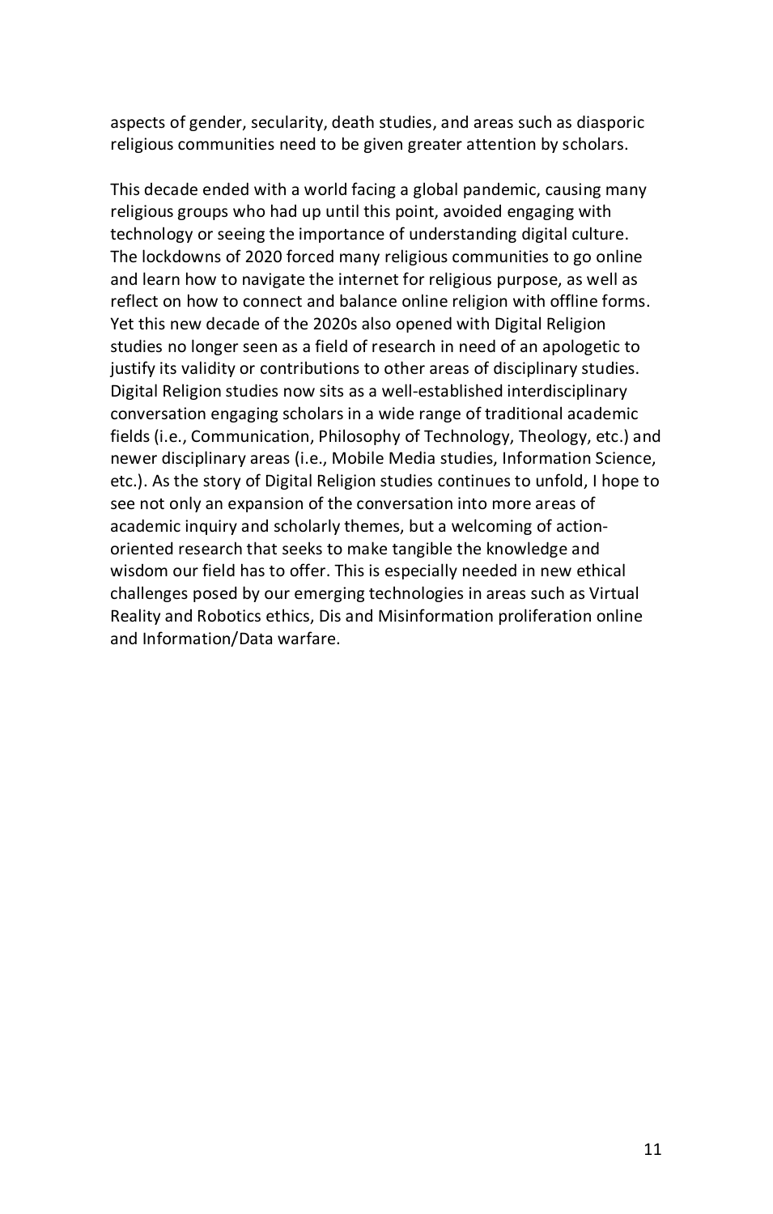aspects of gender, secularity, death studies, and areas such as diasporic religious communities need to be given greater attention by scholars.

This decade ended with a world facing a global pandemic, causing many religious groups who had up until this point, avoided engaging with technology or seeing the importance of understanding digital culture. The lockdowns of 2020 forced many religious communities to go online and learn how to navigate the internet for religious purpose, as well as reflect on how to connect and balance online religion with offline forms. Yet this new decade of the 2020s also opened with Digital Religion studies no longer seen as a field of research in need of an apologetic to justify its validity or contributions to other areas of disciplinary studies. Digital Religion studies now sits as a well-established interdisciplinary conversation engaging scholars in a wide range of traditional academic fields (i.e., Communication, Philosophy of Technology, Theology, etc.) and newer disciplinary areas (i.e., Mobile Media studies, Information Science, etc.). As the story of Digital Religion studies continues to unfold, I hope to see not only an expansion of the conversation into more areas of academic inquiry and scholarly themes, but a welcoming of action-oriented research that seeks to make tangible the knowledge and wisdom our field has to offer. This is especially needed in new ethical challenges posed by our emerging technologies in areas such as Virtual Reality and Robotics ethics, Dis and Misinformation proliferation online and Information/Data warfare.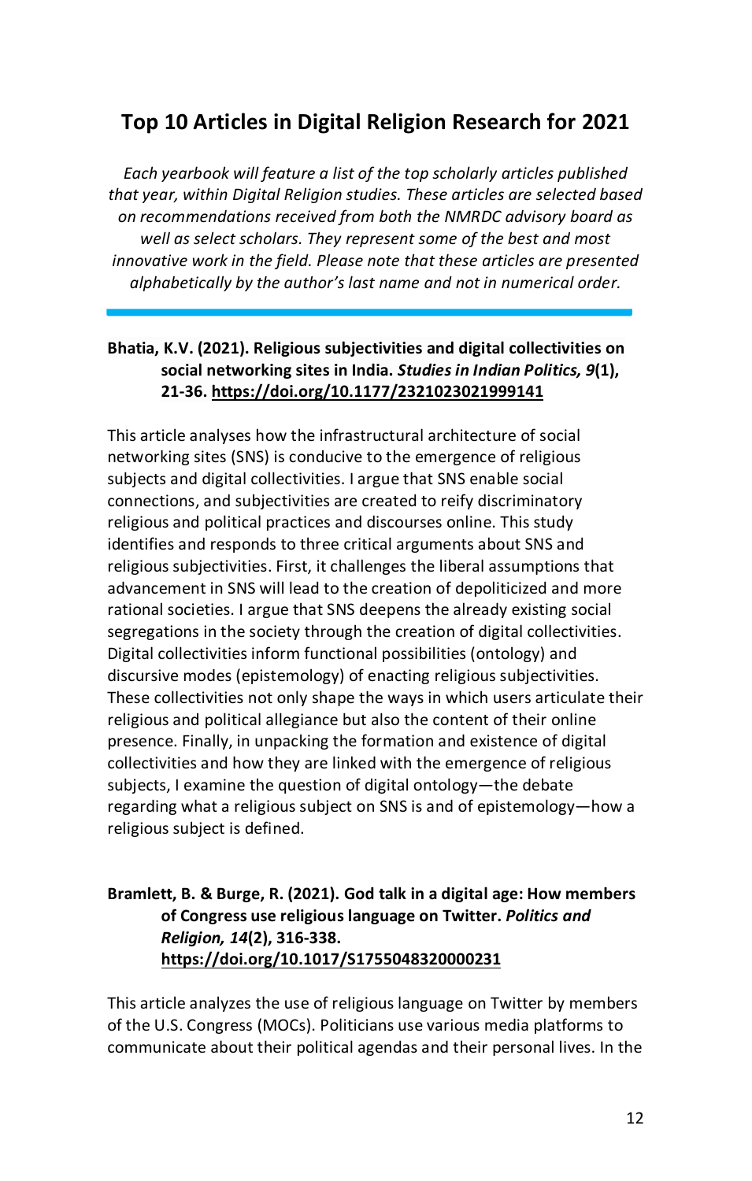## Top 10 Articles in Digital Religion Research for 2021

*Each yearbook will feature a list of the top scholarly articles published that year, within Digital Religion studies. These articles are selected based on recommendations received from both the NMRDC advisory board as well as select scholars. They represent some of the best and most innovative work in the field. Please note that these articles are presented alphabetically by the author's last name and not in numerical order.*

---

**Bhatia, K.V. (2021). Religious subjectivities and digital collectivities on social networking sites in India. *Studies in Indian Politics, 9*(1), 21-36. https://doi.org/10.1177/2321023021999141**

This article analyses how the infrastructural architecture of social networking sites (SNS) is conducive to the emergence of religious subjects and digital collectivities. I argue that SNS enable social connections, and subjectivities are created to reify discriminatory religious and political practices and discourses online. This study identifies and responds to three critical arguments about SNS and religious subjectivities. First, it challenges the liberal assumptions that advancement in SNS will lead to the creation of depoliticized and more rational societies. I argue that SNS deepens the already existing social segregations in the society through the creation of digital collectivities. Digital collectivities inform functional possibilities (ontology) and discursive modes (epistemology) of enacting religious subjectivities. These collectivities not only shape the ways in which users articulate their religious and political allegiance but also the content of their online presence. Finally, in unpacking the formation and existence of digital collectivities and how they are linked with the emergence of religious subjects, I examine the question of digital ontology—the debate regarding what a religious subject on SNS is and of epistemology—how a religious subject is defined.

**Bramlett, B. & Burge, R. (2021). God talk in a digital age: How members of Congress use religious language on Twitter. *Politics and Religion, 14*(2), 316-338. https://doi.org/10.1017/S1755048320000231**

This article analyzes the use of religious language on Twitter by members of the U.S. Congress (MOCs). Politicians use various media platforms to communicate about their political agendas and their personal lives. In the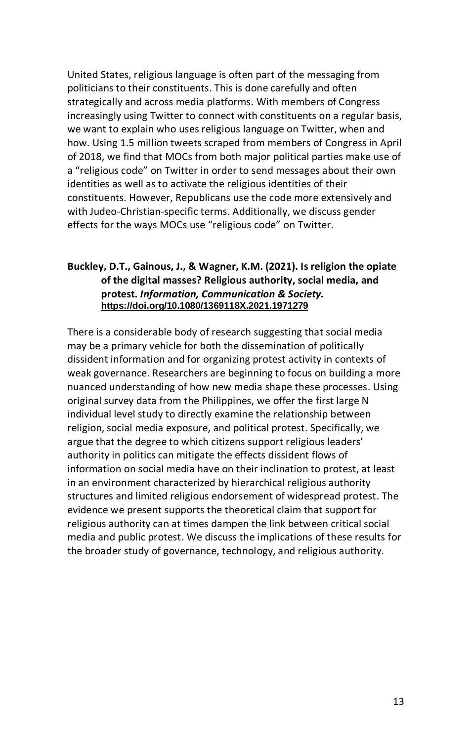United States, religious language is often part of the messaging from politicians to their constituents. This is done carefully and often strategically and across media platforms. With members of Congress increasingly using Twitter to connect with constituents on a regular basis, we want to explain who uses religious language on Twitter, when and how. Using 1.5 million tweets scraped from members of Congress in April of 2018, we find that MOCs from both major political parties make use of a "religious code" on Twitter in order to send messages about their own identities as well as to activate the religious identities of their constituents. However, Republicans use the code more extensively and with Judeo-Christian-specific terms. Additionally, we discuss gender effects for the ways MOCs use "religious code" on Twitter.

**Buckley, D.T., Gainous, J., & Wagner, K.M. (2021). Is religion the opiate of the digital masses? Religious authority, social media, and protest. *Information, Communication & Society.* https://doi.org/10.1080/1369118X.2021.1971279**

There is a considerable body of research suggesting that social media may be a primary vehicle for both the dissemination of politically dissident information and for organizing protest activity in contexts of weak governance. Researchers are beginning to focus on building a more nuanced understanding of how new media shape these processes. Using original survey data from the Philippines, we offer the first large N individual level study to directly examine the relationship between religion, social media exposure, and political protest. Specifically, we argue that the degree to which citizens support religious leaders' authority in politics can mitigate the effects dissident flows of information on social media have on their inclination to protest, at least in an environment characterized by hierarchical religious authority structures and limited religious endorsement of widespread protest. The evidence we present supports the theoretical claim that support for religious authority can at times dampen the link between critical social media and public protest. We discuss the implications of these results for the broader study of governance, technology, and religious authority.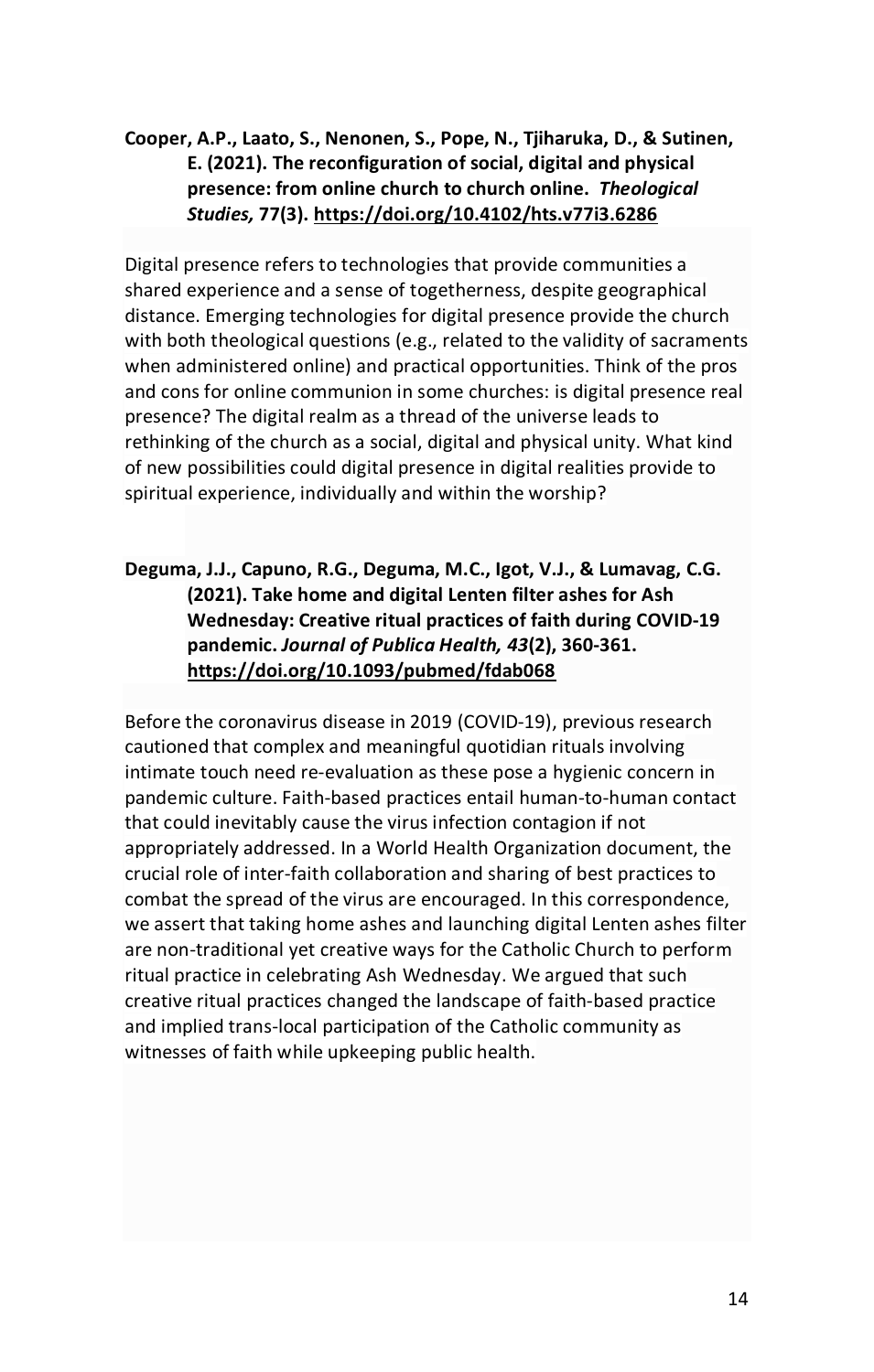**Cooper, A.P., Laato, S., Nenonen, S., Pope, N., Tjiharuka, D., & Sutinen, E. (2021). The reconfiguration of social, digital and physical presence: from online church to church online.** ***Theological Studies,*** **77(3). https://doi.org/10.4102/hts.v77i3.6286**

Digital presence refers to technologies that provide communities a shared experience and a sense of togetherness, despite geographical distance. Emerging technologies for digital presence provide the church with both theological questions (e.g., related to the validity of sacraments when administered online) and practical opportunities. Think of the pros and cons for online communion in some churches: is digital presence real presence? The digital realm as a thread of the universe leads to rethinking of the church as a social, digital and physical unity. What kind of new possibilities could digital presence in digital realities provide to spiritual experience, individually and within the worship?

**Deguma, J.J., Capuno, R.G., Deguma, M.C., Igot, V.J., & Lumavag, C.G. (2021). Take home and digital Lenten filter ashes for Ash Wednesday: Creative ritual practices of faith during COVID-19 pandemic.** ***Journal of Publica Health, 43*****(2), 360-361. https://doi.org/10.1093/pubmed/fdab068**

Before the coronavirus disease in 2019 (COVID-19), previous research cautioned that complex and meaningful quotidian rituals involving intimate touch need re-evaluation as these pose a hygienic concern in pandemic culture. Faith-based practices entail human-to-human contact that could inevitably cause the virus infection contagion if not appropriately addressed. In a World Health Organization document, the crucial role of inter-faith collaboration and sharing of best practices to combat the spread of the virus are encouraged. In this correspondence, we assert that taking home ashes and launching digital Lenten ashes filter are non-traditional yet creative ways for the Catholic Church to perform ritual practice in celebrating Ash Wednesday. We argued that such creative ritual practices changed the landscape of faith-based practice and implied trans-local participation of the Catholic community as witnesses of faith while upkeeping public health.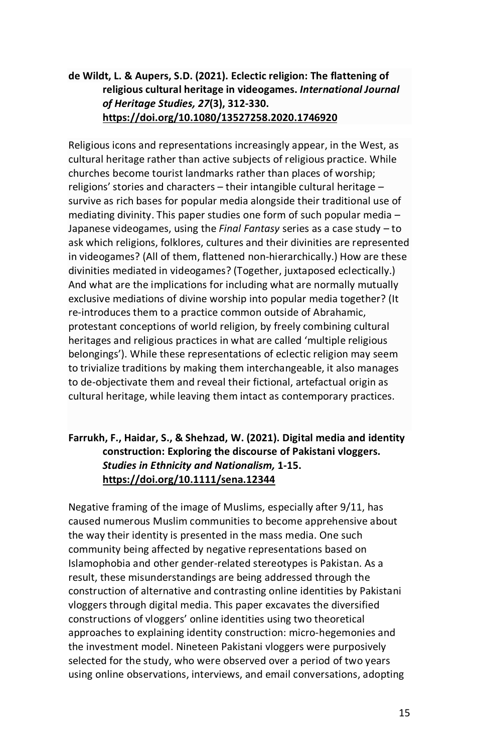**de Wildt, L. & Aupers, S.D. (2021). Eclectic religion: The flattening of religious cultural heritage in videogames. *International Journal of Heritage Studies, 27*(3), 312-330. https://doi.org/10.1080/13527258.2020.1746920**

Religious icons and representations increasingly appear, in the West, as cultural heritage rather than active subjects of religious practice. While churches become tourist landmarks rather than places of worship; religions' stories and characters – their intangible cultural heritage – survive as rich bases for popular media alongside their traditional use of mediating divinity. This paper studies one form of such popular media – Japanese videogames, using the *Final Fantasy* series as a case study – to ask which religions, folklores, cultures and their divinities are represented in videogames? (All of them, flattened non-hierarchically.) How are these divinities mediated in videogames? (Together, juxtaposed eclectically.) And what are the implications for including what are normally mutually exclusive mediations of divine worship into popular media together? (It re-introduces them to a practice common outside of Abrahamic, protestant conceptions of world religion, by freely combining cultural heritages and religious practices in what are called 'multiple religious belongings'). While these representations of eclectic religion may seem to trivialize traditions by making them interchangeable, it also manages to de-objectivate them and reveal their fictional, artefactual origin as cultural heritage, while leaving them intact as contemporary practices.

**Farrukh, F., Haidar, S., & Shehzad, W. (2021). Digital media and identity construction: Exploring the discourse of Pakistani vloggers. *Studies in Ethnicity and Nationalism,* 1-15. https://doi.org/10.1111/sena.12344**

Negative framing of the image of Muslims, especially after 9/11, has caused numerous Muslim communities to become apprehensive about the way their identity is presented in the mass media. One such community being affected by negative representations based on Islamophobia and other gender-related stereotypes is Pakistan. As a result, these misunderstandings are being addressed through the construction of alternative and contrasting online identities by Pakistani vloggers through digital media. This paper excavates the diversified constructions of vloggers' online identities using two theoretical approaches to explaining identity construction: micro-hegemonies and the investment model. Nineteen Pakistani vloggers were purposively selected for the study, who were observed over a period of two years using online observations, interviews, and email conversations, adopting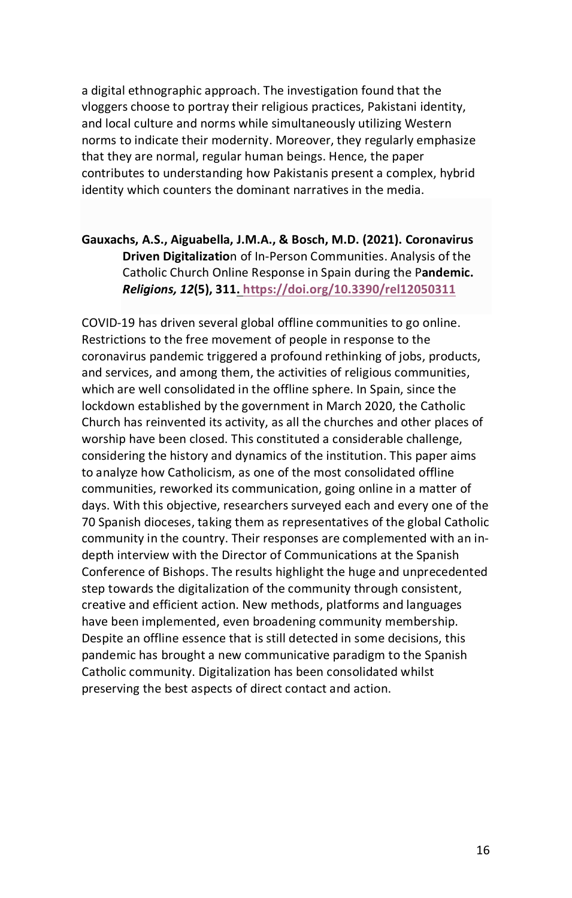a digital ethnographic approach. The investigation found that the vloggers choose to portray their religious practices, Pakistani identity, and local culture and norms while simultaneously utilizing Western norms to indicate their modernity. Moreover, they regularly emphasize that they are normal, regular human beings. Hence, the paper contributes to understanding how Pakistanis present a complex, hybrid identity which counters the dominant narratives in the media.

**Gauxachs, A.S., Aiguabella, J.M.A., & Bosch, M.D. (2021). Coronavirus Driven Digitalizatio**n of In-Person Communities. Analysis of the Catholic Church Online Response in Spain during the P**andemic.** ***Religions, 12*(5), 311.** **https://doi.org/10.3390/rel12050311**

COVID-19 has driven several global offline communities to go online. Restrictions to the free movement of people in response to the coronavirus pandemic triggered a profound rethinking of jobs, products, and services, and among them, the activities of religious communities, which are well consolidated in the offline sphere. In Spain, since the lockdown established by the government in March 2020, the Catholic Church has reinvented its activity, as all the churches and other places of worship have been closed. This constituted a considerable challenge, considering the history and dynamics of the institution. This paper aims to analyze how Catholicism, as one of the most consolidated offline communities, reworked its communication, going online in a matter of days. With this objective, researchers surveyed each and every one of the 70 Spanish dioceses, taking them as representatives of the global Catholic community in the country. Their responses are complemented with an in-depth interview with the Director of Communications at the Spanish Conference of Bishops. The results highlight the huge and unprecedented step towards the digitalization of the community through consistent, creative and efficient action. New methods, platforms and languages have been implemented, even broadening community membership. Despite an offline essence that is still detected in some decisions, this pandemic has brought a new communicative paradigm to the Spanish Catholic community. Digitalization has been consolidated whilst preserving the best aspects of direct contact and action.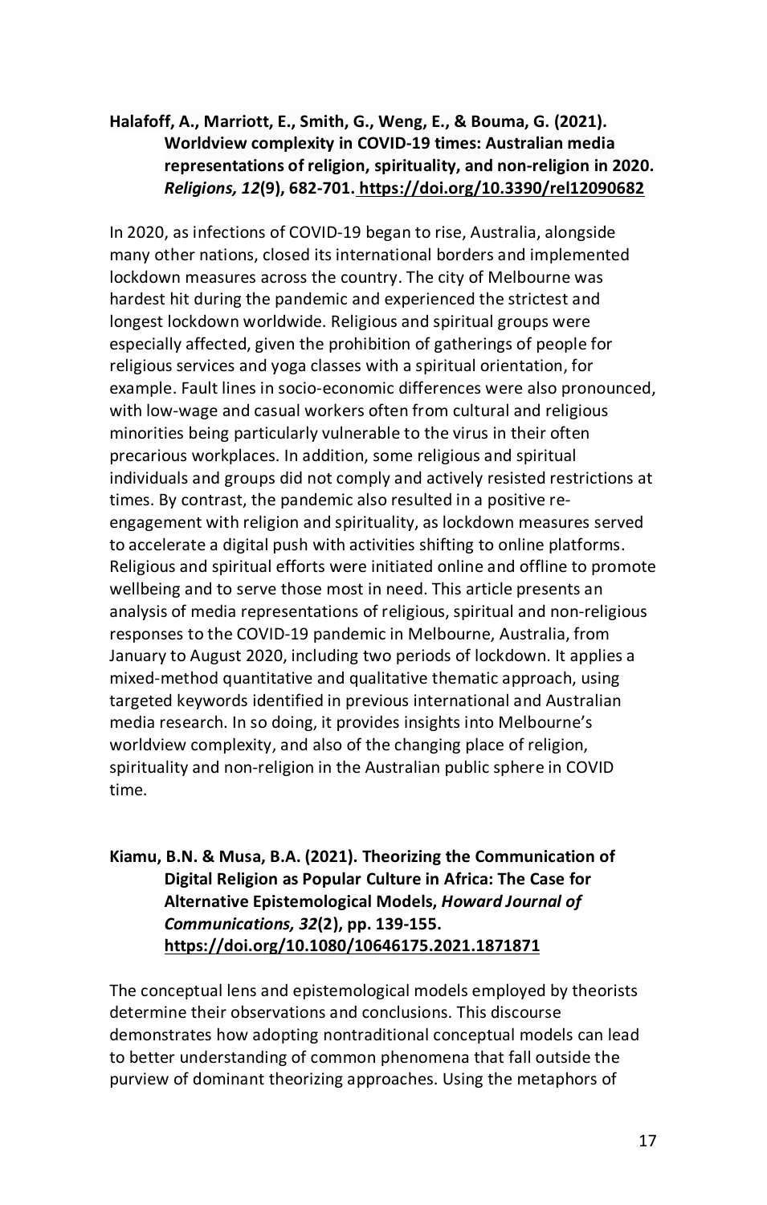**Halafoff, A., Marriott, E., Smith, G., Weng, E., & Bouma, G. (2021). Worldview complexity in COVID-19 times: Australian media representations of religion, spirituality, and non-religion in 2020. *Religions, 12*(9), 682-701. https://doi.org/10.3390/rel12090682**

In 2020, as infections of COVID-19 began to rise, Australia, alongside many other nations, closed its international borders and implemented lockdown measures across the country. The city of Melbourne was hardest hit during the pandemic and experienced the strictest and longest lockdown worldwide. Religious and spiritual groups were especially affected, given the prohibition of gatherings of people for religious services and yoga classes with a spiritual orientation, for example. Fault lines in socio-economic differences were also pronounced, with low-wage and casual workers often from cultural and religious minorities being particularly vulnerable to the virus in their often precarious workplaces. In addition, some religious and spiritual individuals and groups did not comply and actively resisted restrictions at times. By contrast, the pandemic also resulted in a positive re-engagement with religion and spirituality, as lockdown measures served to accelerate a digital push with activities shifting to online platforms. Religious and spiritual efforts were initiated online and offline to promote wellbeing and to serve those most in need. This article presents an analysis of media representations of religious, spiritual and non-religious responses to the COVID-19 pandemic in Melbourne, Australia, from January to August 2020, including two periods of lockdown. It applies a mixed-method quantitative and qualitative thematic approach, using targeted keywords identified in previous international and Australian media research. In so doing, it provides insights into Melbourne's worldview complexity, and also of the changing place of religion, spirituality and non-religion in the Australian public sphere in COVID time.

**Kiamu, B.N. & Musa, B.A. (2021). Theorizing the Communication of Digital Religion as Popular Culture in Africa: The Case for Alternative Epistemological Models, *Howard Journal of Communications, 32*(2), pp. 139-155. https://doi.org/10.1080/10646175.2021.1871871**

The conceptual lens and epistemological models employed by theorists determine their observations and conclusions. This discourse demonstrates how adopting nontraditional conceptual models can lead to better understanding of common phenomena that fall outside the purview of dominant theorizing approaches. Using the metaphors of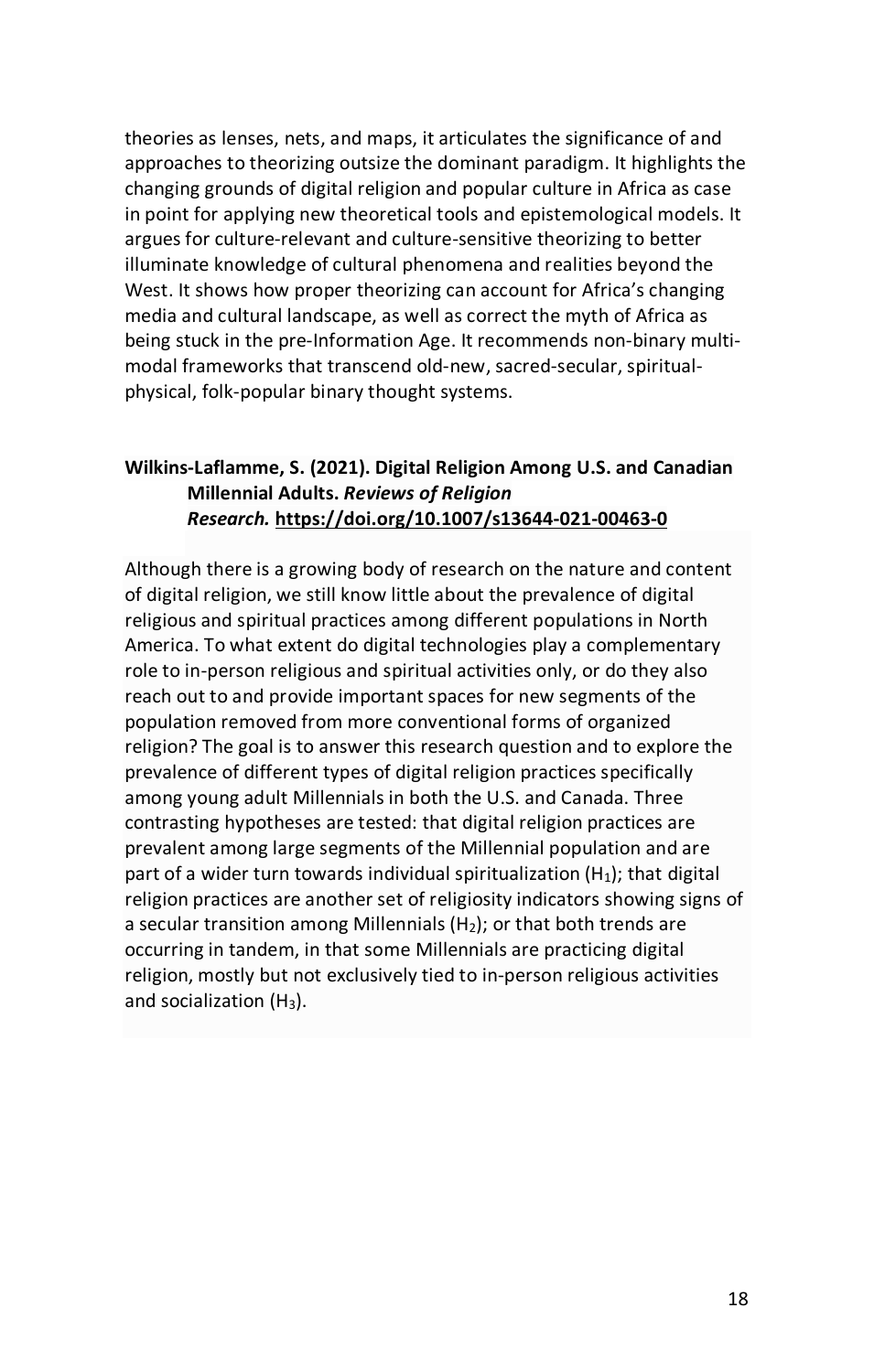theories as lenses, nets, and maps, it articulates the significance of and approaches to theorizing outsize the dominant paradigm. It highlights the changing grounds of digital religion and popular culture in Africa as case in point for applying new theoretical tools and epistemological models. It argues for culture-relevant and culture-sensitive theorizing to better illuminate knowledge of cultural phenomena and realities beyond the West. It shows how proper theorizing can account for Africa's changing media and cultural landscape, as well as correct the myth of Africa as being stuck in the pre-Information Age. It recommends non-binary multi-modal frameworks that transcend old-new, sacred-secular, spiritual-physical, folk-popular binary thought systems.

**Wilkins-Laflamme, S. (2021). Digital Religion Among U.S. and Canadian Millennial Adults. *Reviews of Religion Research.* https://doi.org/10.1007/s13644-021-00463-0**

Although there is a growing body of research on the nature and content of digital religion, we still know little about the prevalence of digital religious and spiritual practices among different populations in North America. To what extent do digital technologies play a complementary role to in-person religious and spiritual activities only, or do they also reach out to and provide important spaces for new segments of the population removed from more conventional forms of organized religion? The goal is to answer this research question and to explore the prevalence of different types of digital religion practices specifically among young adult Millennials in both the U.S. and Canada. Three contrasting hypotheses are tested: that digital religion practices are prevalent among large segments of the Millennial population and are part of a wider turn towards individual spiritualization ($H_1$); that digital religion practices are another set of religiosity indicators showing signs of a secular transition among Millennials ($H_2$); or that both trends are occurring in tandem, in that some Millennials are practicing digital religion, mostly but not exclusively tied to in-person religious activities and socialization ($H_3$).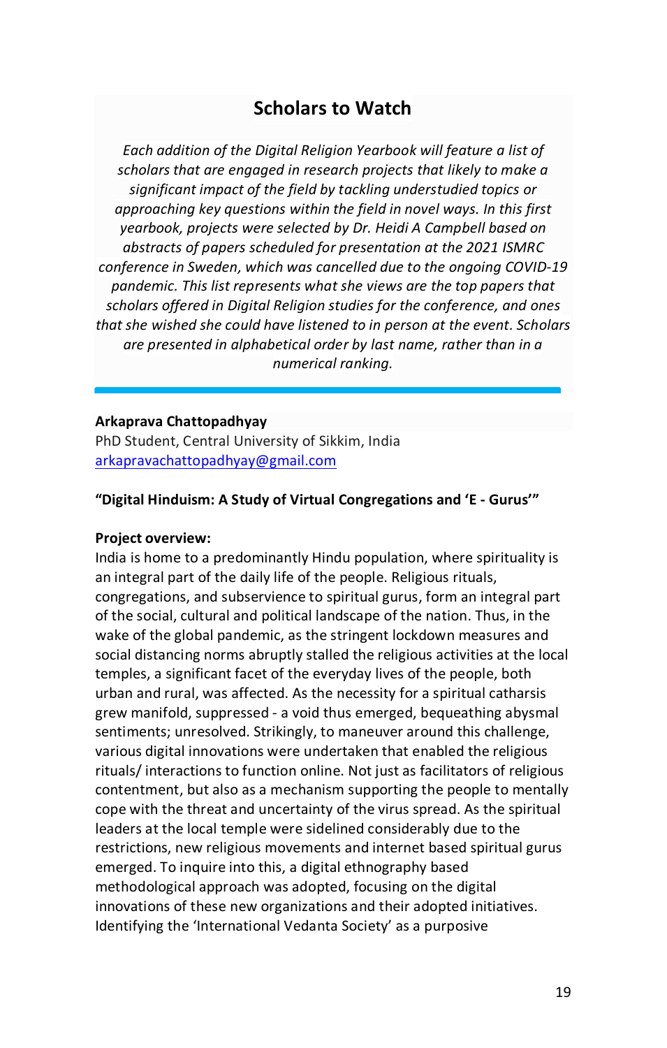## Scholars to Watch

*Each addition of the Digital Religion Yearbook will feature a list of scholars that are engaged in research projects that likely to make a significant impact of the field by tackling understudied topics or approaching key questions within the field in novel ways. In this first yearbook, projects were selected by Dr. Heidi A Campbell based on abstracts of papers scheduled for presentation at the 2021 ISMRC conference in Sweden, which was cancelled due to the ongoing COVID-19 pandemic. This list represents what she views are the top papers that scholars offered in Digital Religion studies for the conference, and ones that she wished she could have listened to in person at the event. Scholars are presented in alphabetical order by last name, rather than in a numerical ranking.*

---

**Arkaprava Chattopadhyay**
PhD Student, Central University of Sikkim, India
arkapravachattopadhyay@gmail.com

**"Digital Hinduism: A Study of Virtual Congregations and 'E - Gurus'"**

**Project overview:**
India is home to a predominantly Hindu population, where spirituality is an integral part of the daily life of the people. Religious rituals, congregations, and subservience to spiritual gurus, form an integral part of the social, cultural and political landscape of the nation. Thus, in the wake of the global pandemic, as the stringent lockdown measures and social distancing norms abruptly stalled the religious activities at the local temples, a significant facet of the everyday lives of the people, both urban and rural, was affected. As the necessity for a spiritual catharsis grew manifold, suppressed - a void thus emerged, bequeathing abysmal sentiments; unresolved. Strikingly, to maneuver around this challenge, various digital innovations were undertaken that enabled the religious rituals/ interactions to function online. Not just as facilitators of religious contentment, but also as a mechanism supporting the people to mentally cope with the threat and uncertainty of the virus spread. As the spiritual leaders at the local temple were sidelined considerably due to the restrictions, new religious movements and internet based spiritual gurus emerged. To inquire into this, a digital ethnography based methodological approach was adopted, focusing on the digital innovations of these new organizations and their adopted initiatives. Identifying the 'International Vedanta Society' as a purposive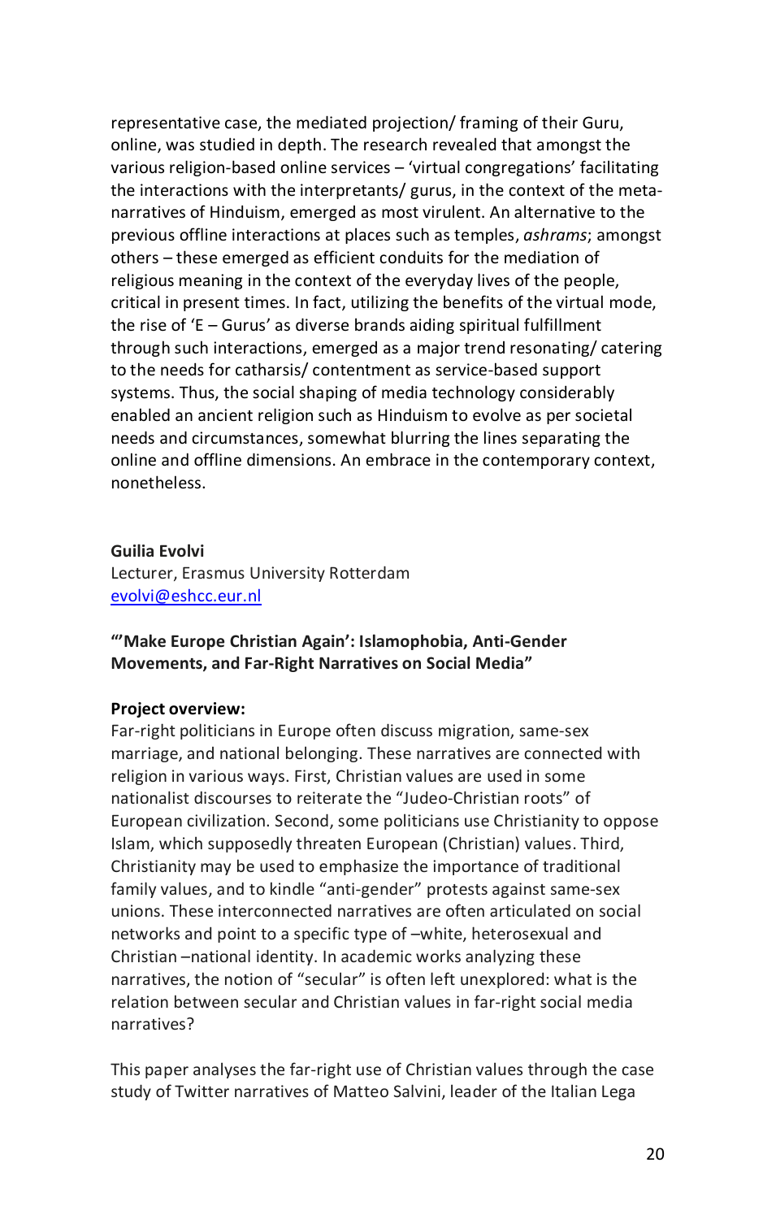representative case, the mediated projection/ framing of their Guru, online, was studied in depth. The research revealed that amongst the various religion-based online services – 'virtual congregations' facilitating the interactions with the interpretants/ gurus, in the context of the meta-narratives of Hinduism, emerged as most virulent. An alternative to the previous offline interactions at places such as temples, *ashrams*; amongst others – these emerged as efficient conduits for the mediation of religious meaning in the context of the everyday lives of the people, critical in present times. In fact, utilizing the benefits of the virtual mode, the rise of 'E – Gurus' as diverse brands aiding spiritual fulfillment through such interactions, emerged as a major trend resonating/ catering to the needs for catharsis/ contentment as service-based support systems. Thus, the social shaping of media technology considerably enabled an ancient religion such as Hinduism to evolve as per societal needs and circumstances, somewhat blurring the lines separating the online and offline dimensions. An embrace in the contemporary context, nonetheless.

**Guilia Evolvi**
Lecturer, Erasmus University Rotterdam
evolvi@eshcc.eur.nl

**"'Make Europe Christian Again': Islamophobia, Anti-Gender Movements, and Far-Right Narratives on Social Media"**

**Project overview:**
Far-right politicians in Europe often discuss migration, same-sex marriage, and national belonging. These narratives are connected with religion in various ways. First, Christian values are used in some nationalist discourses to reiterate the "Judeo-Christian roots" of European civilization. Second, some politicians use Christianity to oppose Islam, which supposedly threaten European (Christian) values. Third, Christianity may be used to emphasize the importance of traditional family values, and to kindle "anti-gender" protests against same-sex unions. These interconnected narratives are often articulated on social networks and point to a specific type of –white, heterosexual and Christian –national identity. In academic works analyzing these narratives, the notion of "secular" is often left unexplored: what is the relation between secular and Christian values in far-right social media narratives?

This paper analyses the far-right use of Christian values through the case study of Twitter narratives of Matteo Salvini, leader of the Italian Lega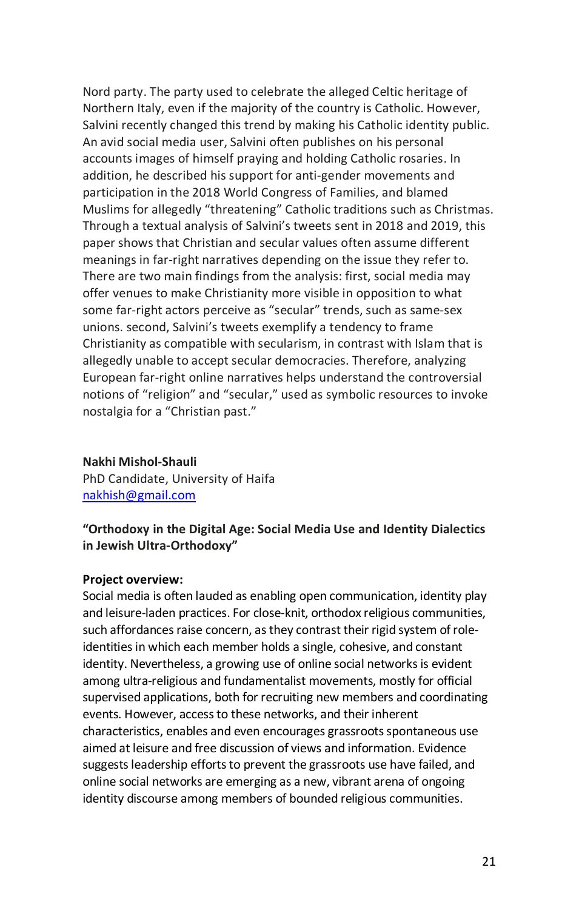Nord party. The party used to celebrate the alleged Celtic heritage of Northern Italy, even if the majority of the country is Catholic. However, Salvini recently changed this trend by making his Catholic identity public. An avid social media user, Salvini often publishes on his personal accounts images of himself praying and holding Catholic rosaries. In addition, he described his support for anti-gender movements and participation in the 2018 World Congress of Families, and blamed Muslims for allegedly “threatening” Catholic traditions such as Christmas. Through a textual analysis of Salvini’s tweets sent in 2018 and 2019, this paper shows that Christian and secular values often assume different meanings in far-right narratives depending on the issue they refer to. There are two main findings from the analysis: first, social media may offer venues to make Christianity more visible in opposition to what some far-right actors perceive as “secular” trends, such as same-sex unions. second, Salvini’s tweets exemplify a tendency to frame Christianity as compatible with secularism, in contrast with Islam that is allegedly unable to accept secular democracies. Therefore, analyzing European far-right online narratives helps understand the controversial notions of “religion” and “secular,” used as symbolic resources to invoke nostalgia for a “Christian past.”

**Nakhi Mishol-Shauli**
PhD Candidate, University of Haifa
nakhish@gmail.com

**“Orthodoxy in the Digital Age: Social Media Use and Identity Dialectics in Jewish Ultra-Orthodoxy”**

**Project overview:**
Social media is often lauded as enabling open communication, identity play and leisure-laden practices. For close-knit, orthodox religious communities, such affordances raise concern, as they contrast their rigid system of role-identities in which each member holds a single, cohesive, and constant identity. Nevertheless, a growing use of online social networks is evident among ultra-religious and fundamentalist movements, mostly for official supervised applications, both for recruiting new members and coordinating events. However, access to these networks, and their inherent characteristics, enables and even encourages grassroots spontaneous use aimed at leisure and free discussion of views and information. Evidence suggests leadership efforts to prevent the grassroots use have failed, and online social networks are emerging as a new, vibrant arena of ongoing identity discourse among members of bounded religious communities.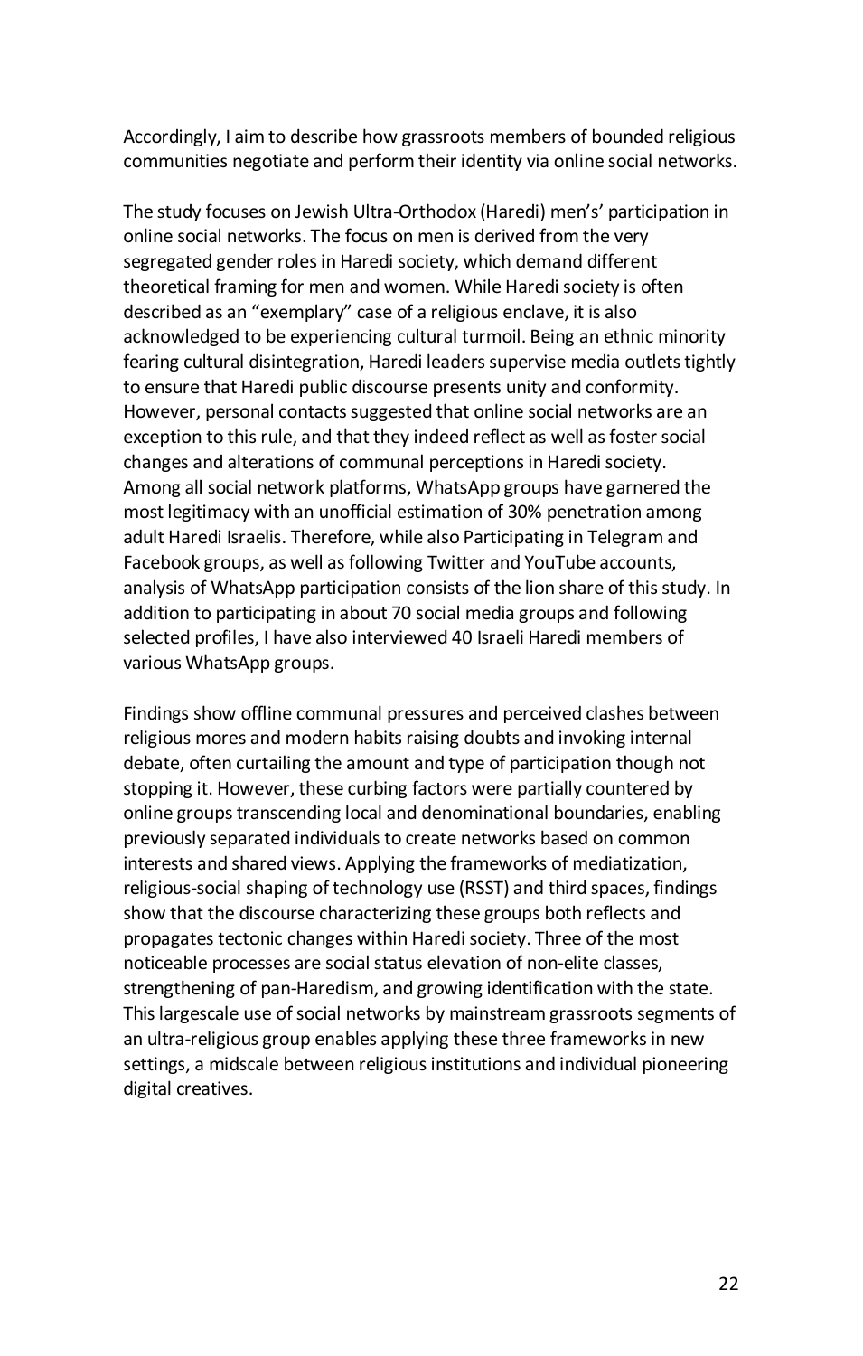Accordingly, I aim to describe how grassroots members of bounded religious communities negotiate and perform their identity via online social networks.

The study focuses on Jewish Ultra-Orthodox (Haredi) men's' participation in online social networks. The focus on men is derived from the very segregated gender roles in Haredi society, which demand different theoretical framing for men and women. While Haredi society is often described as an "exemplary" case of a religious enclave, it is also acknowledged to be experiencing cultural turmoil. Being an ethnic minority fearing cultural disintegration, Haredi leaders supervise media outlets tightly to ensure that Haredi public discourse presents unity and conformity. However, personal contacts suggested that online social networks are an exception to this rule, and that they indeed reflect as well as foster social changes and alterations of communal perceptions in Haredi society. Among all social network platforms, WhatsApp groups have garnered the most legitimacy with an unofficial estimation of 30% penetration among adult Haredi Israelis. Therefore, while also Participating in Telegram and Facebook groups, as well as following Twitter and YouTube accounts, analysis of WhatsApp participation consists of the lion share of this study. In addition to participating in about 70 social media groups and following selected profiles, I have also interviewed 40 Israeli Haredi members of various WhatsApp groups.

Findings show offline communal pressures and perceived clashes between religious mores and modern habits raising doubts and invoking internal debate, often curtailing the amount and type of participation though not stopping it. However, these curbing factors were partially countered by online groups transcending local and denominational boundaries, enabling previously separated individuals to create networks based on common interests and shared views. Applying the frameworks of mediatization, religious-social shaping of technology use (RSST) and third spaces, findings show that the discourse characterizing these groups both reflects and propagates tectonic changes within Haredi society. Three of the most noticeable processes are social status elevation of non-elite classes, strengthening of pan-Haredism, and growing identification with the state. This largescale use of social networks by mainstream grassroots segments of an ultra-religious group enables applying these three frameworks in new settings, a midscale between religious institutions and individual pioneering digital creatives.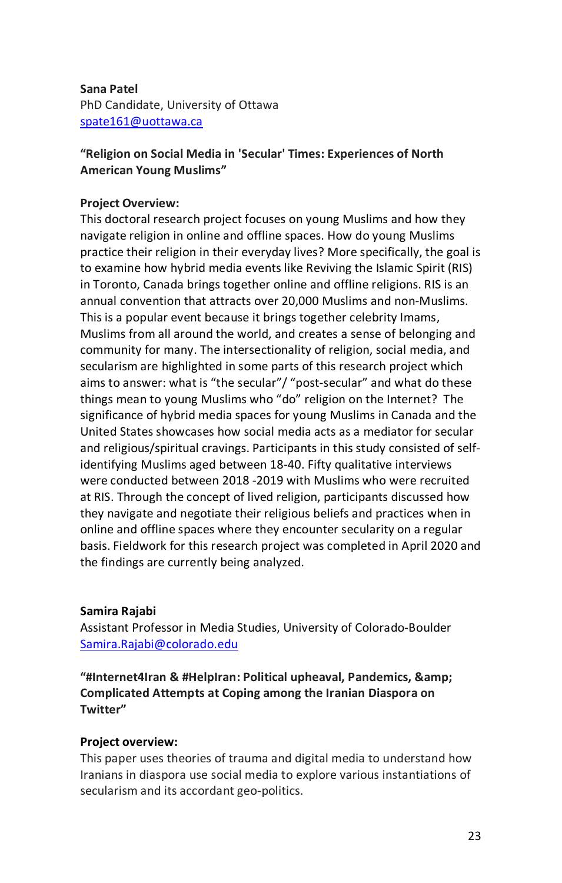**Sana Patel**
PhD Candidate, University of Ottawa
[spate161@uottawa.ca](mailto:spate161@uottawa.ca)

**“Religion on Social Media in 'Secular' Times: Experiences of North American Young Muslims”**

**Project Overview:**
This doctoral research project focuses on young Muslims and how they navigate religion in online and offline spaces. How do young Muslims practice their religion in their everyday lives? More specifically, the goal is to examine how hybrid media events like Reviving the Islamic Spirit (RIS) in Toronto, Canada brings together online and offline religions. RIS is an annual convention that attracts over 20,000 Muslims and non-Muslims. This is a popular event because it brings together celebrity Imams, Muslims from all around the world, and creates a sense of belonging and community for many. The intersectionality of religion, social media, and secularism are highlighted in some parts of this research project which aims to answer: what is “the secular”/ “post-secular” and what do these things mean to young Muslims who “do” religion on the Internet? The significance of hybrid media spaces for young Muslims in Canada and the United States showcases how social media acts as a mediator for secular and religious/spiritual cravings. Participants in this study consisted of self-identifying Muslims aged between 18-40. Fifty qualitative interviews were conducted between 2018 -2019 with Muslims who were recruited at RIS. Through the concept of lived religion, participants discussed how they navigate and negotiate their religious beliefs and practices when in online and offline spaces where they encounter secularity on a regular basis. Fieldwork for this research project was completed in April 2020 and the findings are currently being analyzed.

**Samira Rajabi**
Assistant Professor in Media Studies, University of Colorado-Boulder
[Samira.Rajabi@colorado.edu](mailto:Samira.Rajabi@colorado.edu)

**“#Internet4Iran & #HelpIran: Political upheaval, Pandemics, &amp; Complicated Attempts at Coping among the Iranian Diaspora on Twitter”**

**Project overview:**
This paper uses theories of trauma and digital media to understand how Iranians in diaspora use social media to explore various instantiations of secularism and its accordant geo-politics.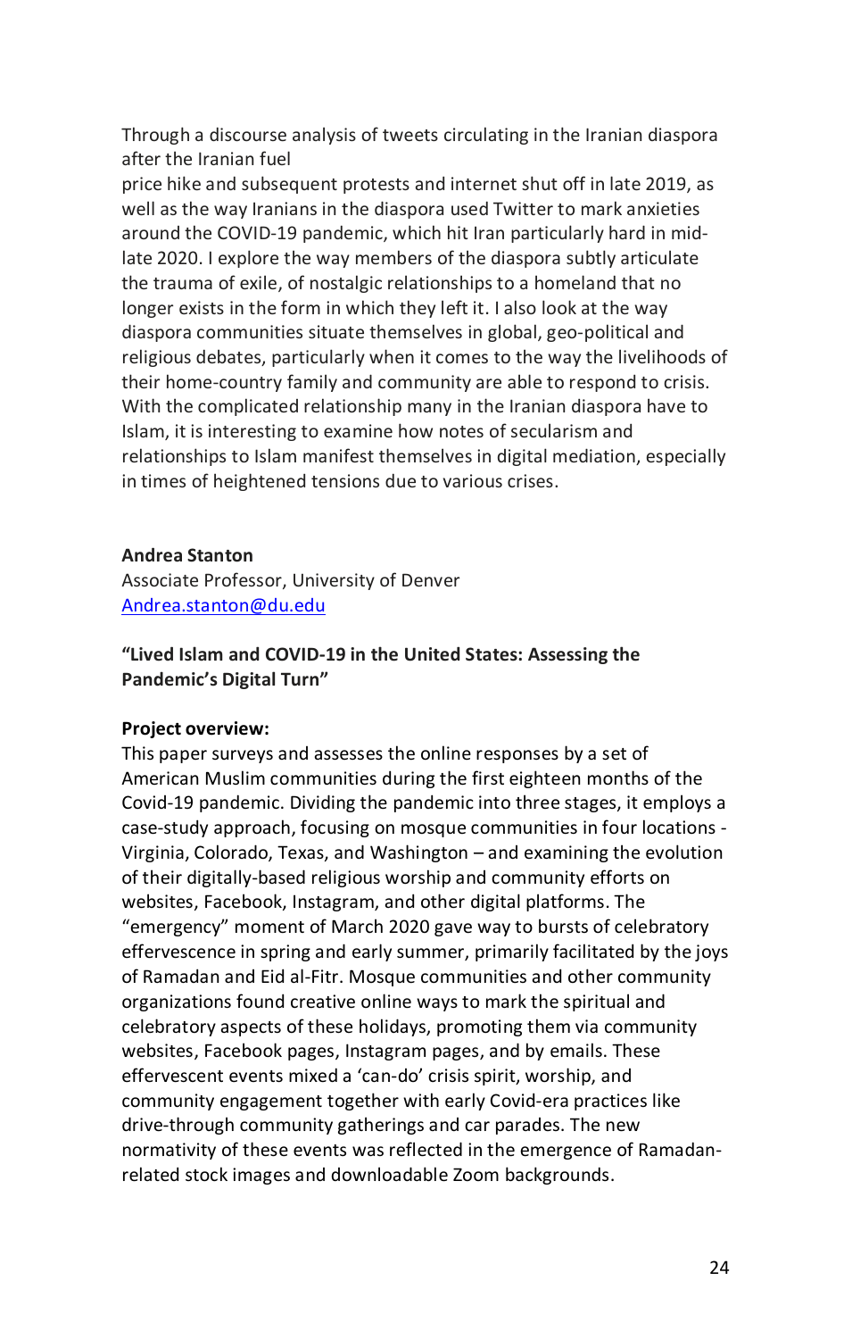Through a discourse analysis of tweets circulating in the Iranian diaspora after the Iranian fuel price hike and subsequent protests and internet shut off in late 2019, as well as the way Iranians in the diaspora used Twitter to mark anxieties around the COVID-19 pandemic, which hit Iran particularly hard in mid-late 2020. I explore the way members of the diaspora subtly articulate the trauma of exile, of nostalgic relationships to a homeland that no longer exists in the form in which they left it. I also look at the way diaspora communities situate themselves in global, geo-political and religious debates, particularly when it comes to the way the livelihoods of their home-country family and community are able to respond to crisis. With the complicated relationship many in the Iranian diaspora have to Islam, it is interesting to examine how notes of secularism and relationships to Islam manifest themselves in digital mediation, especially in times of heightened tensions due to various crises.

**Andrea Stanton**
Associate Professor, University of Denver
Andrea.stanton@du.edu

**"Lived Islam and COVID-19 in the United States: Assessing the Pandemic's Digital Turn"**

**Project overview:**
This paper surveys and assesses the online responses by a set of American Muslim communities during the first eighteen months of the Covid-19 pandemic. Dividing the pandemic into three stages, it employs a case-study approach, focusing on mosque communities in four locations - Virginia, Colorado, Texas, and Washington – and examining the evolution of their digitally-based religious worship and community efforts on websites, Facebook, Instagram, and other digital platforms. The "emergency" moment of March 2020 gave way to bursts of celebratory effervescence in spring and early summer, primarily facilitated by the joys of Ramadan and Eid al-Fitr. Mosque communities and other community organizations found creative online ways to mark the spiritual and celebratory aspects of these holidays, promoting them via community websites, Facebook pages, Instagram pages, and by emails. These effervescent events mixed a 'can-do' crisis spirit, worship, and community engagement together with early Covid-era practices like drive-through community gatherings and car parades. The new normativity of these events was reflected in the emergence of Ramadan-related stock images and downloadable Zoom backgrounds.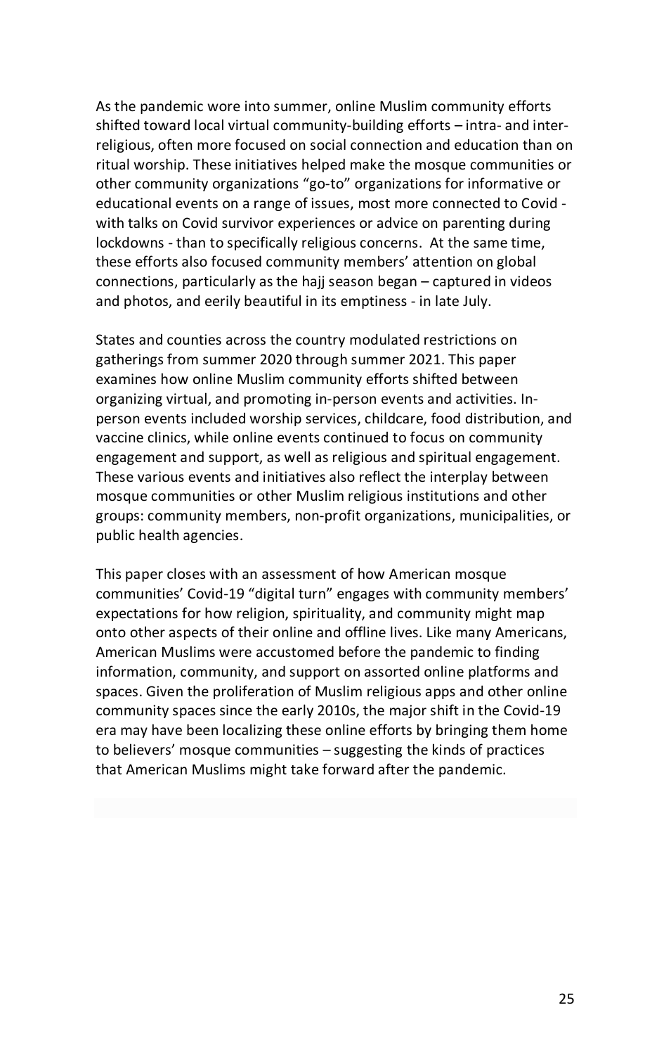As the pandemic wore into summer, online Muslim community efforts shifted toward local virtual community-building efforts – intra- and inter-religious, often more focused on social connection and education than on ritual worship. These initiatives helped make the mosque communities or other community organizations "go-to" organizations for informative or educational events on a range of issues, most more connected to Covid - with talks on Covid survivor experiences or advice on parenting during lockdowns - than to specifically religious concerns. At the same time, these efforts also focused community members' attention on global connections, particularly as the hajj season began – captured in videos and photos, and eerily beautiful in its emptiness - in late July.

States and counties across the country modulated restrictions on gatherings from summer 2020 through summer 2021. This paper examines how online Muslim community efforts shifted between organizing virtual, and promoting in-person events and activities. In-person events included worship services, childcare, food distribution, and vaccine clinics, while online events continued to focus on community engagement and support, as well as religious and spiritual engagement. These various events and initiatives also reflect the interplay between mosque communities or other Muslim religious institutions and other groups: community members, non-profit organizations, municipalities, or public health agencies.

This paper closes with an assessment of how American mosque communities' Covid-19 "digital turn" engages with community members' expectations for how religion, spirituality, and community might map onto other aspects of their online and offline lives. Like many Americans, American Muslims were accustomed before the pandemic to finding information, community, and support on assorted online platforms and spaces. Given the proliferation of Muslim religious apps and other online community spaces since the early 2010s, the major shift in the Covid-19 era may have been localizing these online efforts by bringing them home to believers' mosque communities – suggesting the kinds of practices that American Muslims might take forward after the pandemic.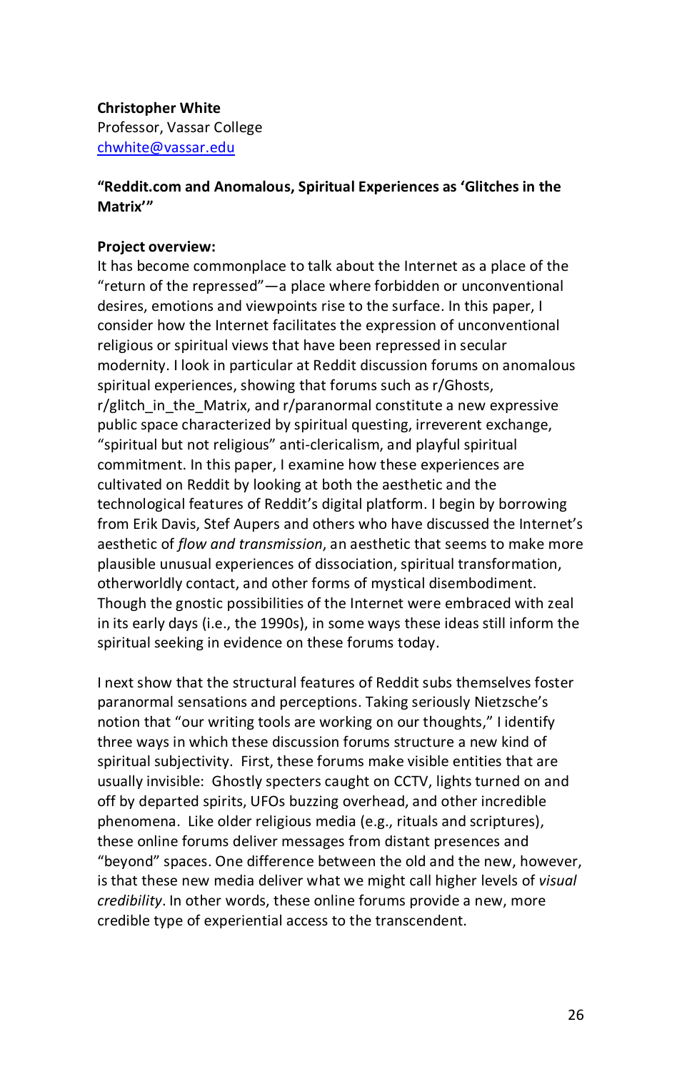**Christopher White**
Professor, Vassar College
chwhite@vassar.edu

**"Reddit.com and Anomalous, Spiritual Experiences as 'Glitches in the Matrix'"**

**Project overview:**

It has become commonplace to talk about the Internet as a place of the "return of the repressed"—a place where forbidden or unconventional desires, emotions and viewpoints rise to the surface. In this paper, I consider how the Internet facilitates the expression of unconventional religious or spiritual views that have been repressed in secular modernity. I look in particular at Reddit discussion forums on anomalous spiritual experiences, showing that forums such as r/Ghosts, r/glitch_in_the_Matrix, and r/paranormal constitute a new expressive public space characterized by spiritual questing, irreverent exchange, "spiritual but not religious" anti-clericalism, and playful spiritual commitment. In this paper, I examine how these experiences are cultivated on Reddit by looking at both the aesthetic and the technological features of Reddit's digital platform. I begin by borrowing from Erik Davis, Stef Aupers and others who have discussed the Internet's aesthetic of *flow and transmission*, an aesthetic that seems to make more plausible unusual experiences of dissociation, spiritual transformation, otherworldly contact, and other forms of mystical disembodiment. Though the gnostic possibilities of the Internet were embraced with zeal in its early days (i.e., the 1990s), in some ways these ideas still inform the spiritual seeking in evidence on these forums today.

I next show that the structural features of Reddit subs themselves foster paranormal sensations and perceptions. Taking seriously Nietzsche's notion that "our writing tools are working on our thoughts," I identify three ways in which these discussion forums structure a new kind of spiritual subjectivity. First, these forums make visible entities that are usually invisible: Ghostly specters caught on CCTV, lights turned on and off by departed spirits, UFOs buzzing overhead, and other incredible phenomena. Like older religious media (e.g., rituals and scriptures), these online forums deliver messages from distant presences and "beyond" spaces. One difference between the old and the new, however, is that these new media deliver what we might call higher levels of *visual credibility*. In other words, these online forums provide a new, more credible type of experiential access to the transcendent.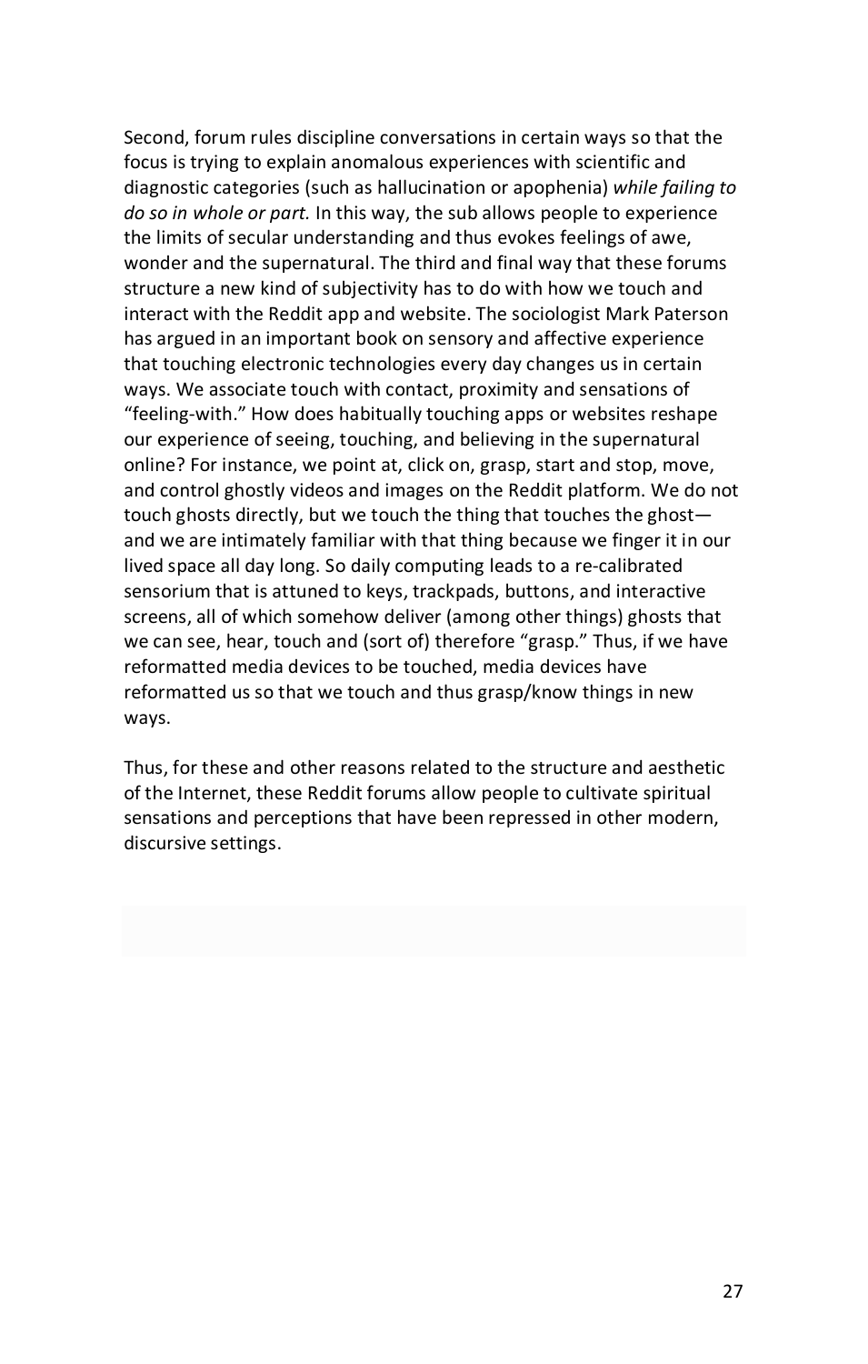Second, forum rules discipline conversations in certain ways so that the focus is trying to explain anomalous experiences with scientific and diagnostic categories (such as hallucination or apophenia) *while failing to do so in whole or part.* In this way, the sub allows people to experience the limits of secular understanding and thus evokes feelings of awe, wonder and the supernatural. The third and final way that these forums structure a new kind of subjectivity has to do with how we touch and interact with the Reddit app and website. The sociologist Mark Paterson has argued in an important book on sensory and affective experience that touching electronic technologies every day changes us in certain ways. We associate touch with contact, proximity and sensations of "feeling-with." How does habitually touching apps or websites reshape our experience of seeing, touching, and believing in the supernatural online? For instance, we point at, click on, grasp, start and stop, move, and control ghostly videos and images on the Reddit platform. We do not touch ghosts directly, but we touch the thing that touches the ghost—and we are intimately familiar with that thing because we finger it in our lived space all day long. So daily computing leads to a re-calibrated sensorium that is attuned to keys, trackpads, buttons, and interactive screens, all of which somehow deliver (among other things) ghosts that we can see, hear, touch and (sort of) therefore "grasp." Thus, if we have reformatted media devices to be touched, media devices have reformatted us so that we touch and thus grasp/know things in new ways.

Thus, for these and other reasons related to the structure and aesthetic of the Internet, these Reddit forums allow people to cultivate spiritual sensations and perceptions that have been repressed in other modern, discursive settings.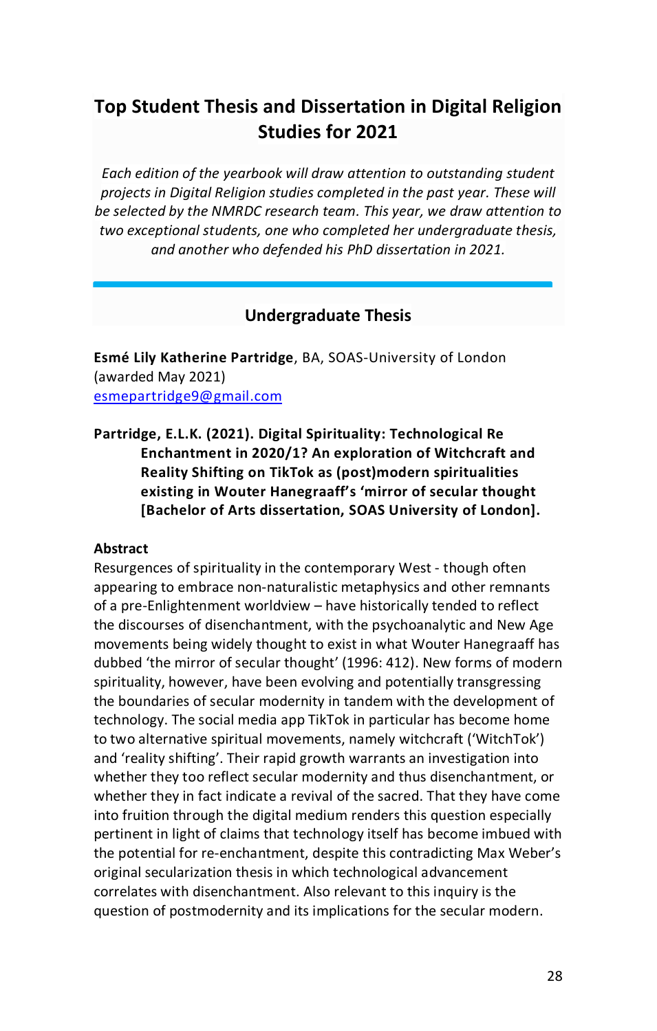## Top Student Thesis and Dissertation in Digital Religion Studies for 2021

*Each edition of the yearbook will draw attention to outstanding student projects in Digital Religion studies completed in the past year. These will be selected by the NMRDC research team. This year, we draw attention to two exceptional students, one who completed her undergraduate thesis, and another who defended his PhD dissertation in 2021.*

### Undergraduate Thesis

**Esmé Lily Katherine Partridge**, BA, SOAS-University of London (awarded May 2021)
esmepartridge9@gmail.com

**Partridge, E.L.K. (2021). Digital Spirituality: Technological Re Enchantment in 2020/1? An exploration of Witchcraft and Reality Shifting on TikTok as (post)modern spiritualities existing in Wouter Hanegraaff's 'mirror of secular thought [Bachelor of Arts dissertation, SOAS University of London].**

**Abstract**

Resurgences of spirituality in the contemporary West - though often appearing to embrace non-naturalistic metaphysics and other remnants of a pre-Enlightenment worldview – have historically tended to reflect the discourses of disenchantment, with the psychoanalytic and New Age movements being widely thought to exist in what Wouter Hanegraaff has dubbed 'the mirror of secular thought' (1996: 412). New forms of modern spirituality, however, have been evolving and potentially transgressing the boundaries of secular modernity in tandem with the development of technology. The social media app TikTok in particular has become home to two alternative spiritual movements, namely witchcraft ('WitchTok') and 'reality shifting'. Their rapid growth warrants an investigation into whether they too reflect secular modernity and thus disenchantment, or whether they in fact indicate a revival of the sacred. That they have come into fruition through the digital medium renders this question especially pertinent in light of claims that technology itself has become imbued with the potential for re-enchantment, despite this contradicting Max Weber's original secularization thesis in which technological advancement correlates with disenchantment. Also relevant to this inquiry is the question of postmodernity and its implications for the secular modern.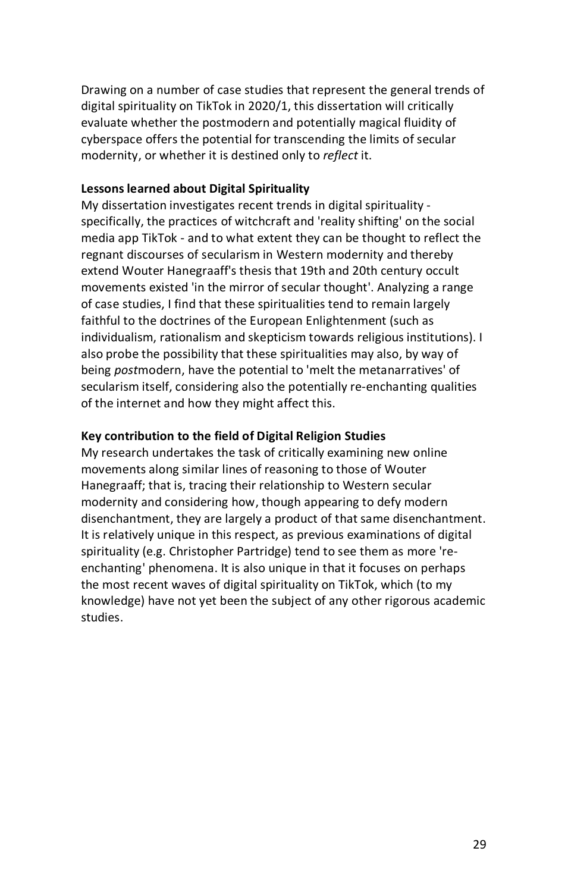Drawing on a number of case studies that represent the general trends of digital spirituality on TikTok in 2020/1, this dissertation will critically evaluate whether the postmodern and potentially magical fluidity of cyberspace offers the potential for transcending the limits of secular modernity, or whether it is destined only to *reflect* it.

**Lessons learned about Digital Spirituality**

My dissertation investigates recent trends in digital spirituality - specifically, the practices of witchcraft and 'reality shifting' on the social media app TikTok - and to what extent they can be thought to reflect the regnant discourses of secularism in Western modernity and thereby extend Wouter Hanegraaff's thesis that 19th and 20th century occult movements existed 'in the mirror of secular thought'. Analyzing a range of case studies, I find that these spiritualities tend to remain largely faithful to the doctrines of the European Enlightenment (such as individualism, rationalism and skepticism towards religious institutions). I also probe the possibility that these spiritualities may also, by way of being *post*modern, have the potential to 'melt the metanarratives' of secularism itself, considering also the potentially re-enchanting qualities of the internet and how they might affect this.

**Key contribution to the field of Digital Religion Studies**

My research undertakes the task of critically examining new online movements along similar lines of reasoning to those of Wouter Hanegraaff; that is, tracing their relationship to Western secular modernity and considering how, though appearing to defy modern disenchantment, they are largely a product of that same disenchantment. It is relatively unique in this respect, as previous examinations of digital spirituality (e.g. Christopher Partridge) tend to see them as more 're-enchanting' phenomena. It is also unique in that it focuses on perhaps the most recent waves of digital spirituality on TikTok, which (to my knowledge) have not yet been the subject of any other rigorous academic studies.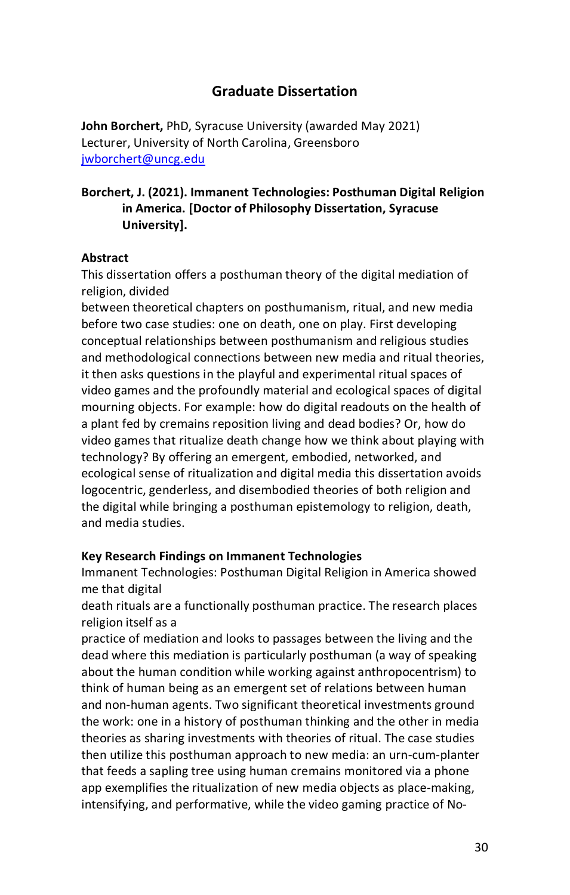## Graduate Dissertation

**John Borchert,** PhD, Syracuse University (awarded May 2021)
Lecturer, University of North Carolina, Greensboro
jwborchert@uncg.edu

**Borchert, J. (2021). Immanent Technologies: Posthuman Digital Religion in America. [Doctor of Philosophy Dissertation, Syracuse University].**

**Abstract**

This dissertation offers a posthuman theory of the digital mediation of religion, divided between theoretical chapters on posthumanism, ritual, and new media before two case studies: one on death, one on play. First developing conceptual relationships between posthumanism and religious studies and methodological connections between new media and ritual theories, it then asks questions in the playful and experimental ritual spaces of video games and the profoundly material and ecological spaces of digital mourning objects. For example: how do digital readouts on the health of a plant fed by cremains reposition living and dead bodies? Or, how do video games that ritualize death change how we think about playing with technology? By offering an emergent, embodied, networked, and ecological sense of ritualization and digital media this dissertation avoids logocentric, genderless, and disembodied theories of both religion and the digital while bringing a posthuman epistemology to religion, death, and media studies.

**Key Research Findings on Immanent Technologies**

Immanent Technologies: Posthuman Digital Religion in America showed me that digital death rituals are a functionally posthuman practice. The research places religion itself as a practice of mediation and looks to passages between the living and the dead where this mediation is particularly posthuman (a way of speaking about the human condition while working against anthropocentrism) to think of human being as an emergent set of relations between human and non-human agents. Two significant theoretical investments ground the work: one in a history of posthuman thinking and the other in media theories as sharing investments with theories of ritual. The case studies then utilize this posthuman approach to new media: an urn-cum-planter that feeds a sapling tree using human cremains monitored via a phone app exemplifies the ritualization of new media objects as place-making, intensifying, and performative, while the video gaming practice of No-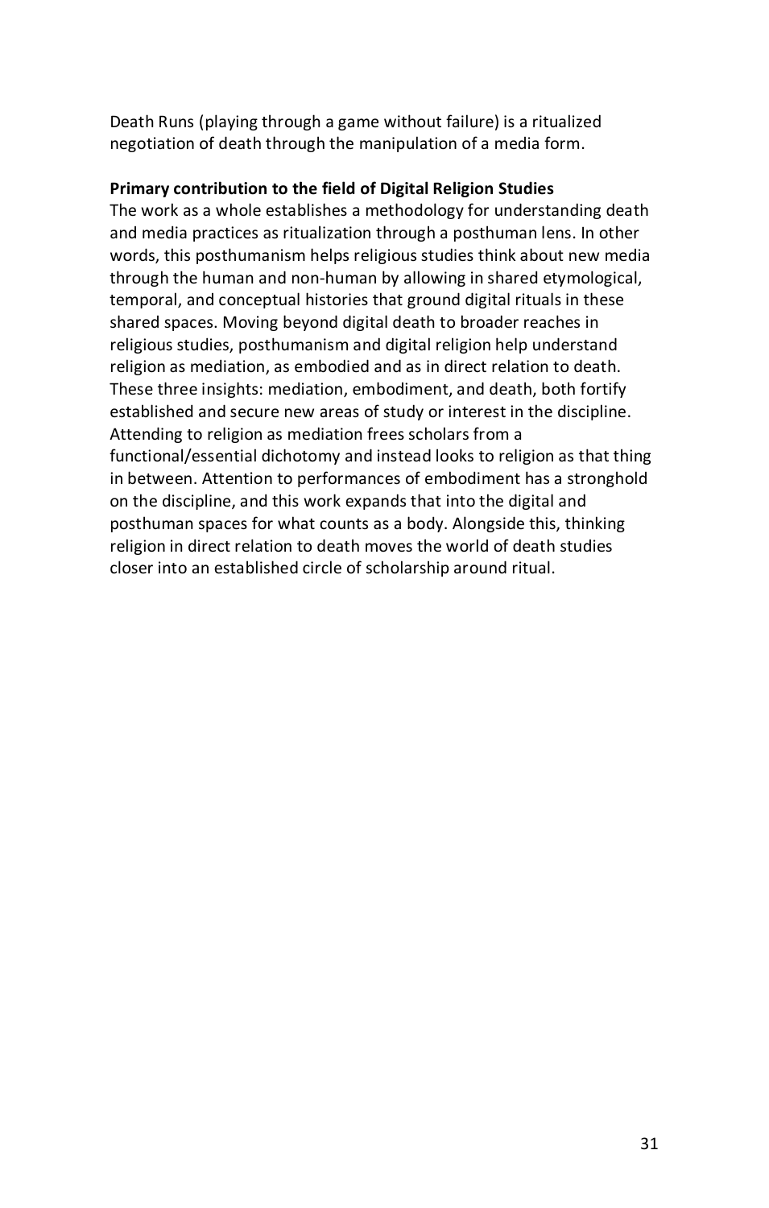Death Runs (playing through a game without failure) is a ritualized negotiation of death through the manipulation of a media form.

**Primary contribution to the field of Digital Religion Studies**

The work as a whole establishes a methodology for understanding death and media practices as ritualization through a posthuman lens. In other words, this posthumanism helps religious studies think about new media through the human and non-human by allowing in shared etymological, temporal, and conceptual histories that ground digital rituals in these shared spaces. Moving beyond digital death to broader reaches in religious studies, posthumanism and digital religion help understand religion as mediation, as embodied and as in direct relation to death. These three insights: mediation, embodiment, and death, both fortify established and secure new areas of study or interest in the discipline. Attending to religion as mediation frees scholars from a functional/essential dichotomy and instead looks to religion as that thing in between. Attention to performances of embodiment has a stronghold on the discipline, and this work expands that into the digital and posthuman spaces for what counts as a body. Alongside this, thinking religion in direct relation to death moves the world of death studies closer into an established circle of scholarship around ritual.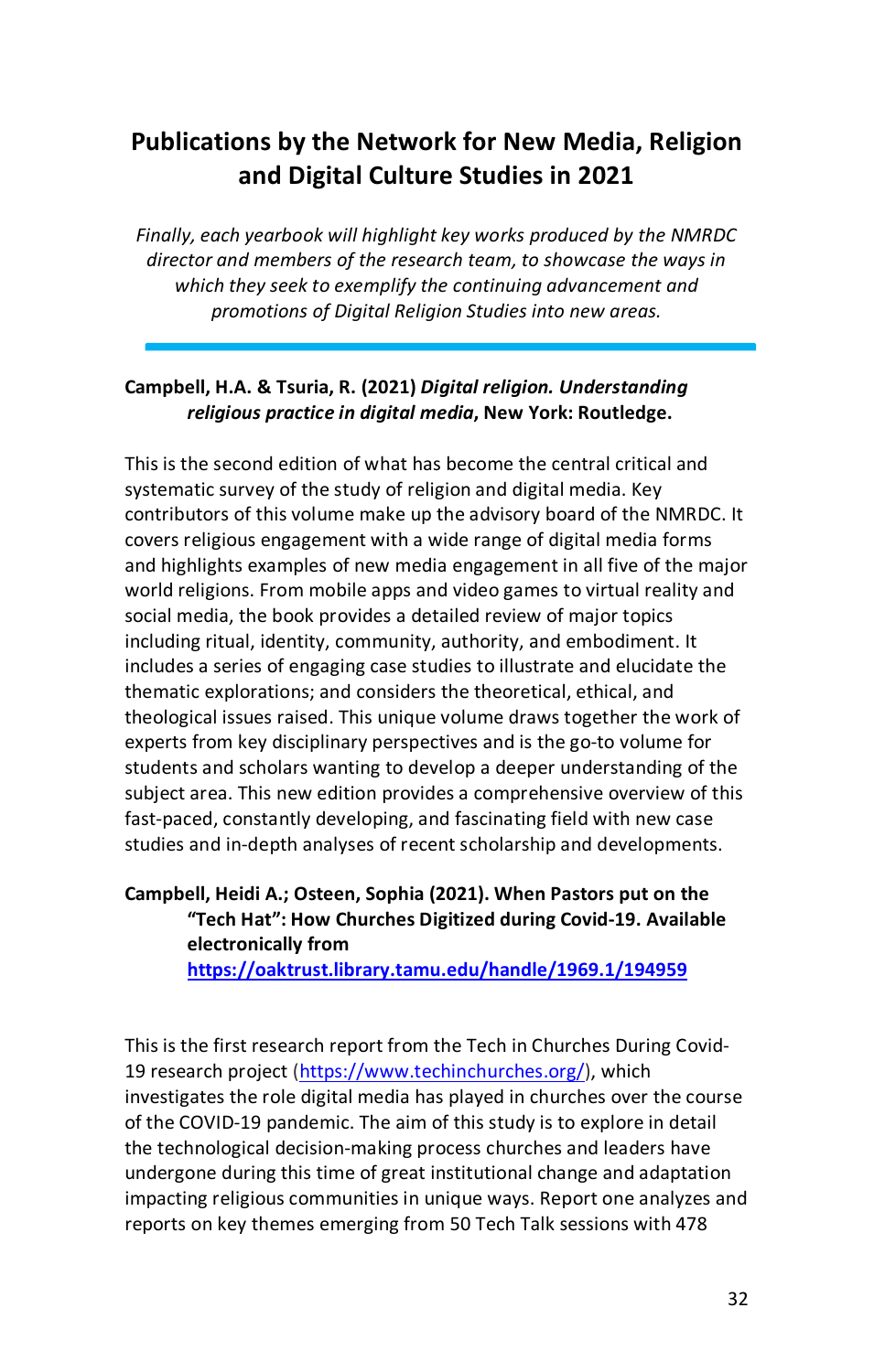# Publications by the Network for New Media, Religion and Digital Culture Studies in 2021

*Finally, each yearbook will highlight key works produced by the NMRDC director and members of the research team, to showcase the ways in which they seek to exemplify the continuing advancement and promotions of Digital Religion Studies into new areas.*

---

**Campbell, H.A. & Tsuria, R. (2021)** ***Digital religion. Understanding religious practice in digital media*****, New York: Routledge.**

This is the second edition of what has become the central critical and systematic survey of the study of religion and digital media. Key contributors of this volume make up the advisory board of the NMRDC. It covers religious engagement with a wide range of digital media forms and highlights examples of new media engagement in all five of the major world religions. From mobile apps and video games to virtual reality and social media, the book provides a detailed review of major topics including ritual, identity, community, authority, and embodiment. It includes a series of engaging case studies to illustrate and elucidate the thematic explorations; and considers the theoretical, ethical, and theological issues raised. This unique volume draws together the work of experts from key disciplinary perspectives and is the go-to volume for students and scholars wanting to develop a deeper understanding of the subject area. This new edition provides a comprehensive overview of this fast-paced, constantly developing, and fascinating field with new case studies and in-depth analyses of recent scholarship and developments.

**Campbell, Heidi A.; Osteen, Sophia (2021). When Pastors put on the "Tech Hat": How Churches Digitized during Covid-19. Available electronically from [https://oaktrust.library.tamu.edu/handle/1969.1/194959](https://oaktrust.library.tamu.edu/handle/1969.1/194959)**

This is the first research report from the Tech in Churches During Covid-19 research project ([https://www.techinchurches.org/](https://www.techinchurches.org/)), which investigates the role digital media has played in churches over the course of the COVID-19 pandemic. The aim of this study is to explore in detail the technological decision-making process churches and leaders have undergone during this time of great institutional change and adaptation impacting religious communities in unique ways. Report one analyzes and reports on key themes emerging from 50 Tech Talk sessions with 478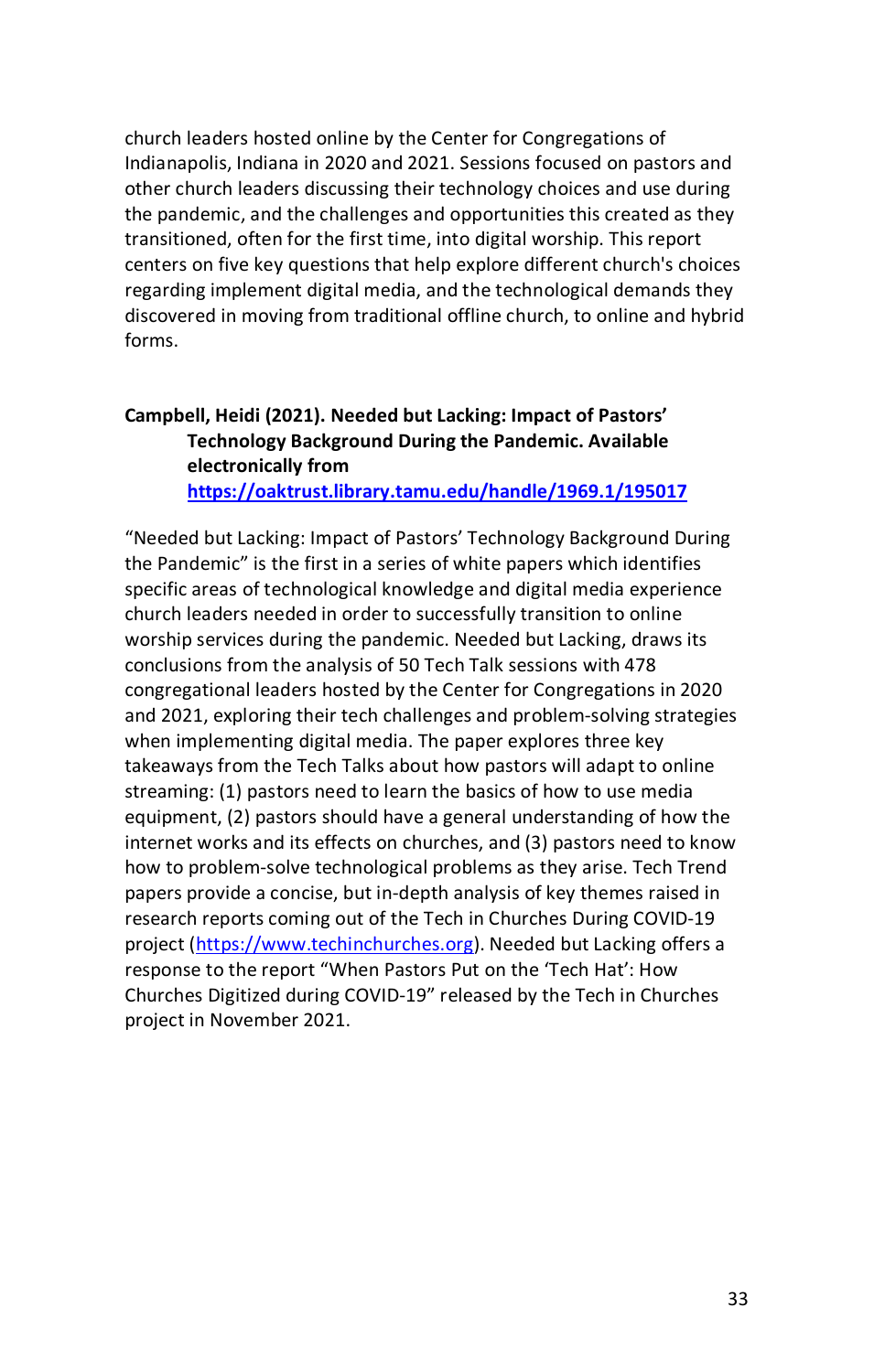church leaders hosted online by the Center for Congregations of Indianapolis, Indiana in 2020 and 2021. Sessions focused on pastors and other church leaders discussing their technology choices and use during the pandemic, and the challenges and opportunities this created as they transitioned, often for the first time, into digital worship. This report centers on five key questions that help explore different church's choices regarding implement digital media, and the technological demands they discovered in moving from traditional offline church, to online and hybrid forms.

**Campbell, Heidi (2021). Needed but Lacking: Impact of Pastors' Technology Background During the Pandemic. Available electronically from [https://oaktrust.library.tamu.edu/handle/1969.1/195017](https://oaktrust.library.tamu.edu/handle/1969.1/195017)**

"Needed but Lacking: Impact of Pastors' Technology Background During the Pandemic" is the first in a series of white papers which identifies specific areas of technological knowledge and digital media experience church leaders needed in order to successfully transition to online worship services during the pandemic. Needed but Lacking, draws its conclusions from the analysis of 50 Tech Talk sessions with 478 congregational leaders hosted by the Center for Congregations in 2020 and 2021, exploring their tech challenges and problem-solving strategies when implementing digital media. The paper explores three key takeaways from the Tech Talks about how pastors will adapt to online streaming: (1) pastors need to learn the basics of how to use media equipment, (2) pastors should have a general understanding of how the internet works and its effects on churches, and (3) pastors need to know how to problem-solve technological problems as they arise. Tech Trend papers provide a concise, but in-depth analysis of key themes raised in research reports coming out of the Tech in Churches During COVID-19 project ([https://www.techinchurches.org](https://www.techinchurches.org)). Needed but Lacking offers a response to the report "When Pastors Put on the 'Tech Hat': How Churches Digitized during COVID-19" released by the Tech in Churches project in November 2021.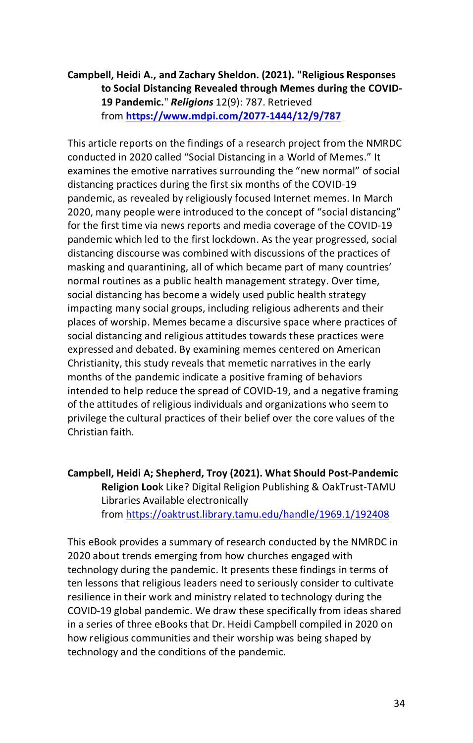**Campbell, Heidi A., and Zachary Sheldon. (2021). "Religious Responses to Social Distancing Revealed through Memes during the COVID-19 Pandemic."** ***Religions*** 12(9): 787. Retrieved from **https://www.mdpi.com/2077-1444/12/9/787**

This article reports on the findings of a research project from the NMRDC conducted in 2020 called "Social Distancing in a World of Memes." It examines the emotive narratives surrounding the "new normal" of social distancing practices during the first six months of the COVID-19 pandemic, as revealed by religiously focused Internet memes. In March 2020, many people were introduced to the concept of "social distancing" for the first time via news reports and media coverage of the COVID-19 pandemic which led to the first lockdown. As the year progressed, social distancing discourse was combined with discussions of the practices of masking and quarantining, all of which became part of many countries' normal routines as a public health management strategy. Over time, social distancing has become a widely used public health strategy impacting many social groups, including religious adherents and their places of worship. Memes became a discursive space where practices of social distancing and religious attitudes towards these practices were expressed and debated. By examining memes centered on American Christianity, this study reveals that memetic narratives in the early months of the pandemic indicate a positive framing of behaviors intended to help reduce the spread of COVID-19, and a negative framing of the attitudes of religious individuals and organizations who seem to privilege the cultural practices of their belief over the core values of the Christian faith.

**Campbell, Heidi A; Shepherd, Troy (2021). What Should Post-Pandemic Religion Loo**k Like? Digital Religion Publishing & OakTrust-TAMU Libraries Available electronically from https://oaktrust.library.tamu.edu/handle/1969.1/192408

This eBook provides a summary of research conducted by the NMRDC in 2020 about trends emerging from how churches engaged with technology during the pandemic. It presents these findings in terms of ten lessons that religious leaders need to seriously consider to cultivate resilience in their work and ministry related to technology during the COVID-19 global pandemic. We draw these specifically from ideas shared in a series of three eBooks that Dr. Heidi Campbell compiled in 2020 on how religious communities and their worship was being shaped by technology and the conditions of the pandemic.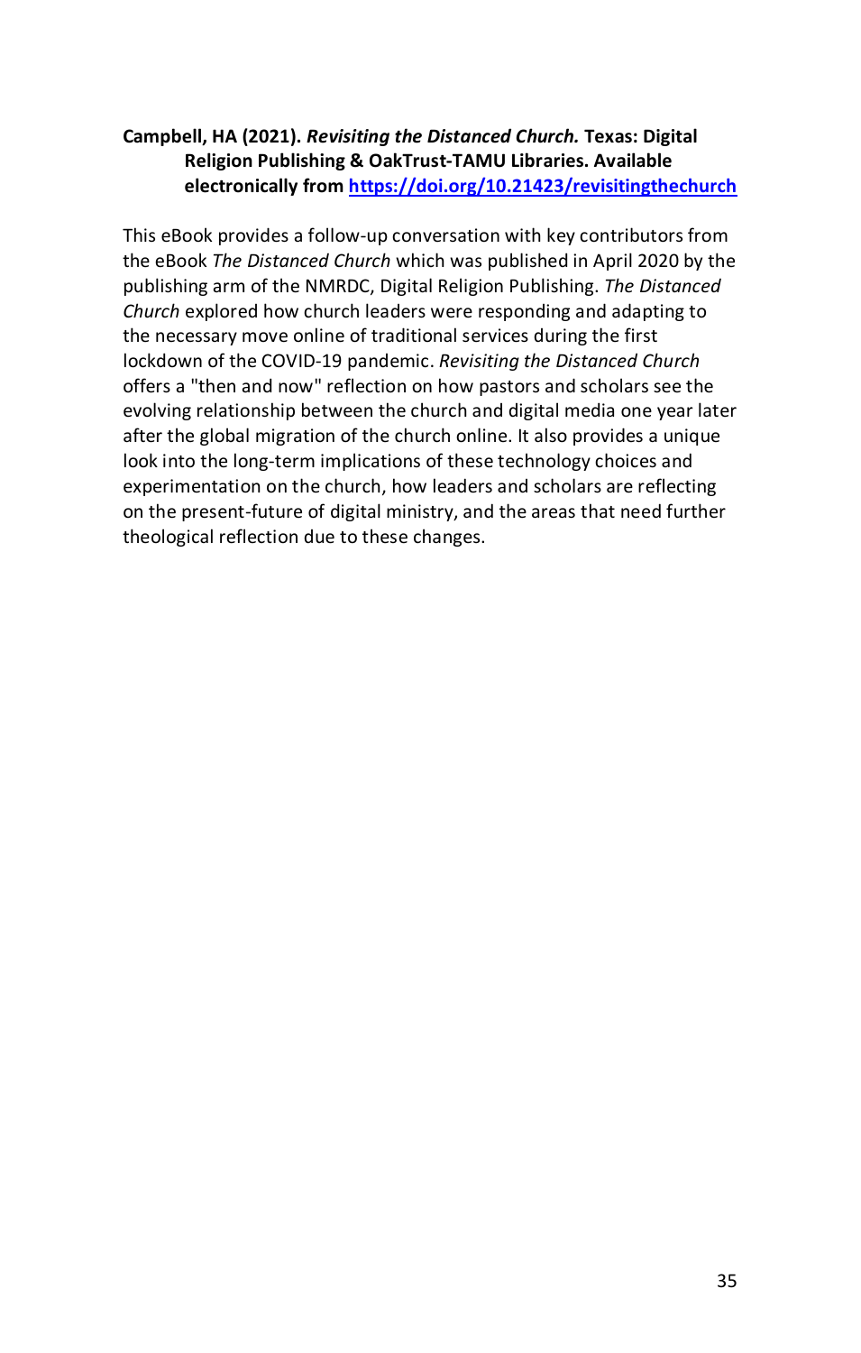**Campbell, HA (2021).** ***Revisiting the Distanced Church.*** **Texas: Digital Religion Publishing & OakTrust-TAMU Libraries. Available electronically from [https://doi.org/10.21423/revisitingthechurch](https://doi.org/10.21423/revisitingthechurch)**

This eBook provides a follow-up conversation with key contributors from the eBook *The Distanced Church* which was published in April 2020 by the publishing arm of the NMRDC, Digital Religion Publishing. *The Distanced Church* explored how church leaders were responding and adapting to the necessary move online of traditional services during the first lockdown of the COVID-19 pandemic. *Revisiting the Distanced Church* offers a "then and now" reflection on how pastors and scholars see the evolving relationship between the church and digital media one year later after the global migration of the church online. It also provides a unique look into the long-term implications of these technology choices and experimentation on the church, how leaders and scholars are reflecting on the present-future of digital ministry, and the areas that need further theological reflection due to these changes.